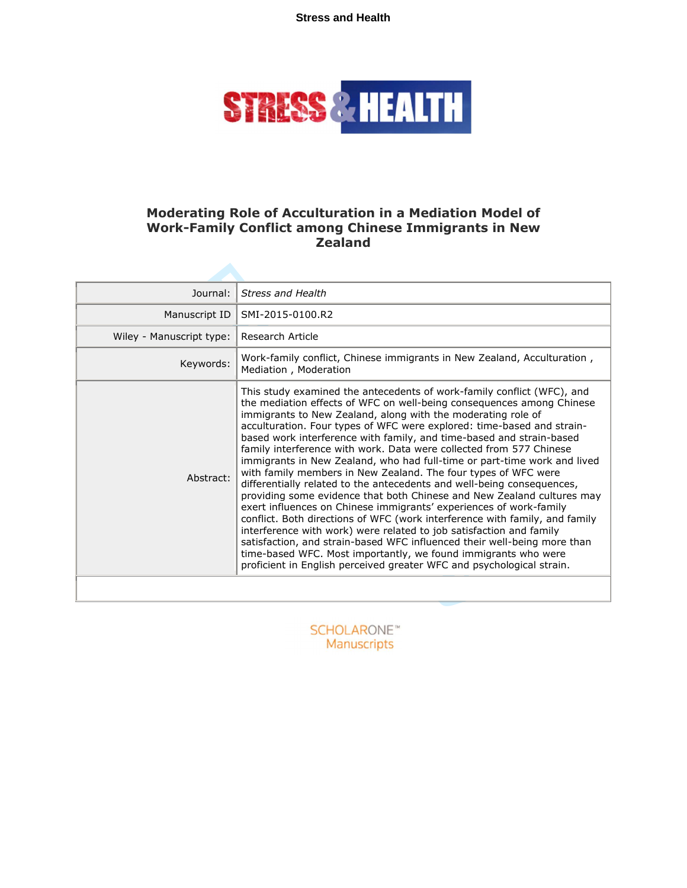# Moderating Role of Acculturation in a Mediation Model of Work-Family Conflict among Chinese Immigrants in New Zealand

| | |
|---|---|
| Journal: | *Stress and Health* |
| Manuscript ID | SMI-2015-0100.R2 |
| Wiley - Manuscript type: | Research Article |
| Keywords: | Work-family conflict, Chinese immigrants in New Zealand, Acculturation , Mediation , Moderation |
| Abstract: | This study examined the antecedents of work-family conflict (WFC), and the mediation effects of WFC on well-being consequences among Chinese immigrants to New Zealand, along with the moderating role of acculturation. Four types of WFC were explored: time-based and strain-based work interference with family, and time-based and strain-based family interference with work. Data were collected from 577 Chinese immigrants in New Zealand, who had full-time or part-time work and lived with family members in New Zealand. The four types of WFC were differentially related to the antecedents and well-being consequences, providing some evidence that both Chinese and New Zealand cultures may exert influences on Chinese immigrants' experiences of work-family conflict. Both directions of WFC (work interference with family, and family interference with work) were related to job satisfaction and family satisfaction, and strain-based WFC influenced their well-being more than time-based WFC. Most importantly, we found immigrants who were proficient in English perceived greater WFC and psychological strain. |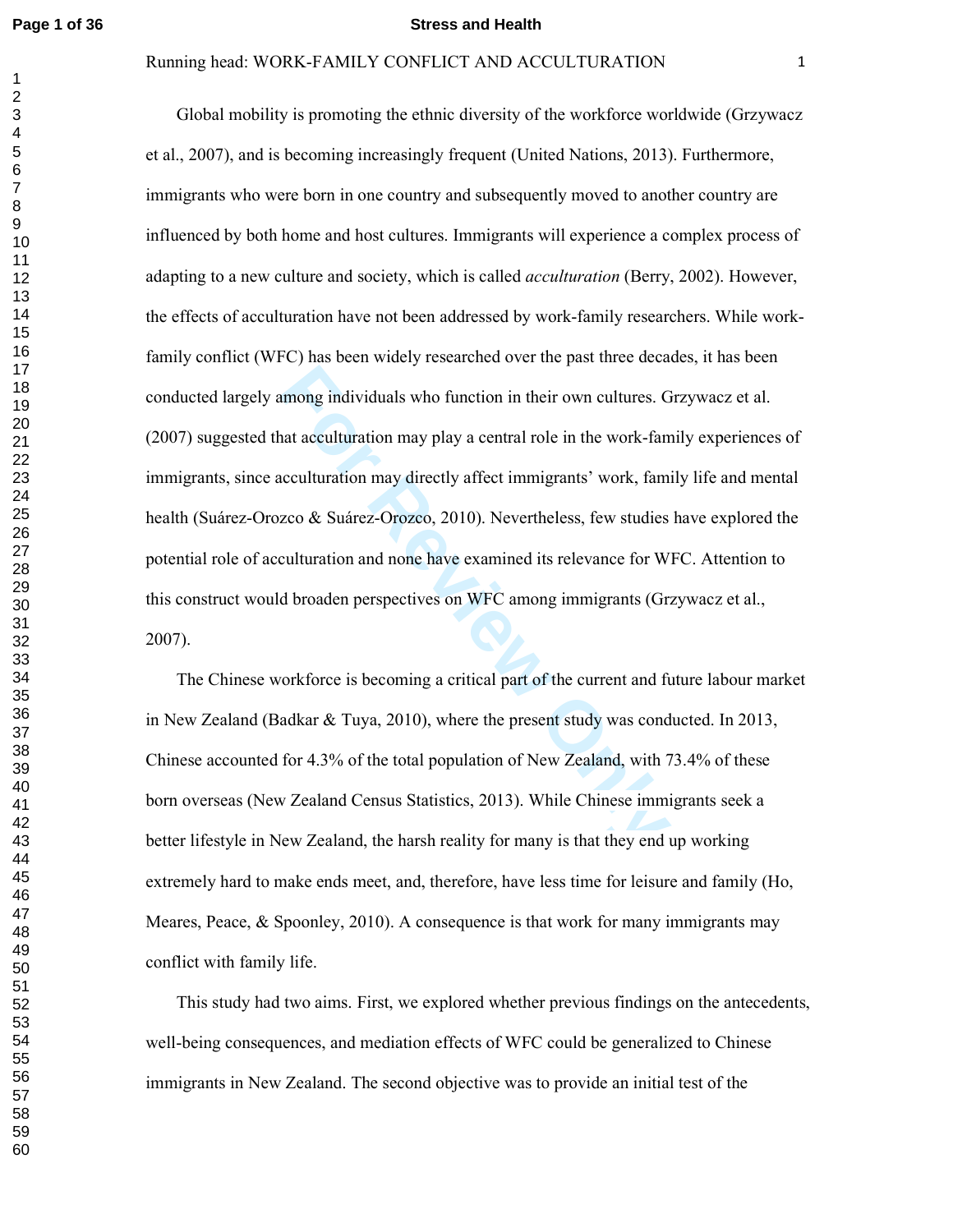Global mobility is promoting the ethnic diversity of the workforce worldwide (Grzywacz et al., 2007), and is becoming increasingly frequent (United Nations, 2013). Furthermore, immigrants who were born in one country and subsequently moved to another country are influenced by both home and host cultures. Immigrants will experience a complex process of adapting to a new culture and society, which is called *acculturation* (Berry, 2002). However, the effects of acculturation have not been addressed by work-family researchers. While work-family conflict (WFC) has been widely researched over the past three decades, it has been conducted largely among individuals who function in their own cultures. Grzywacz et al. (2007) suggested that acculturation may play a central role in the work-family experiences of immigrants, since acculturation may directly affect immigrants' work, family life and mental health (Suárez-Orozco & Suárez-Orozco, 2010). Nevertheless, few studies have explored the potential role of acculturation and none have examined its relevance for WFC. Attention to this construct would broaden perspectives on WFC among immigrants (Grzywacz et al., 2007).

The Chinese workforce is becoming a critical part of the current and future labour market in New Zealand (Badkar & Tuya, 2010), where the present study was conducted. In 2013, Chinese accounted for 4.3% of the total population of New Zealand, with 73.4% of these born overseas (New Zealand Census Statistics, 2013). While Chinese immigrants seek a better lifestyle in New Zealand, the harsh reality for many is that they end up working extremely hard to make ends meet, and, therefore, have less time for leisure and family (Ho, Meares, Peace, & Spoonley, 2010). A consequence is that work for many immigrants may conflict with family life.

This study had two aims. First, we explored whether previous findings on the antecedents, well-being consequences, and mediation effects of WFC could be generalized to Chinese immigrants in New Zealand. The second objective was to provide an initial test of the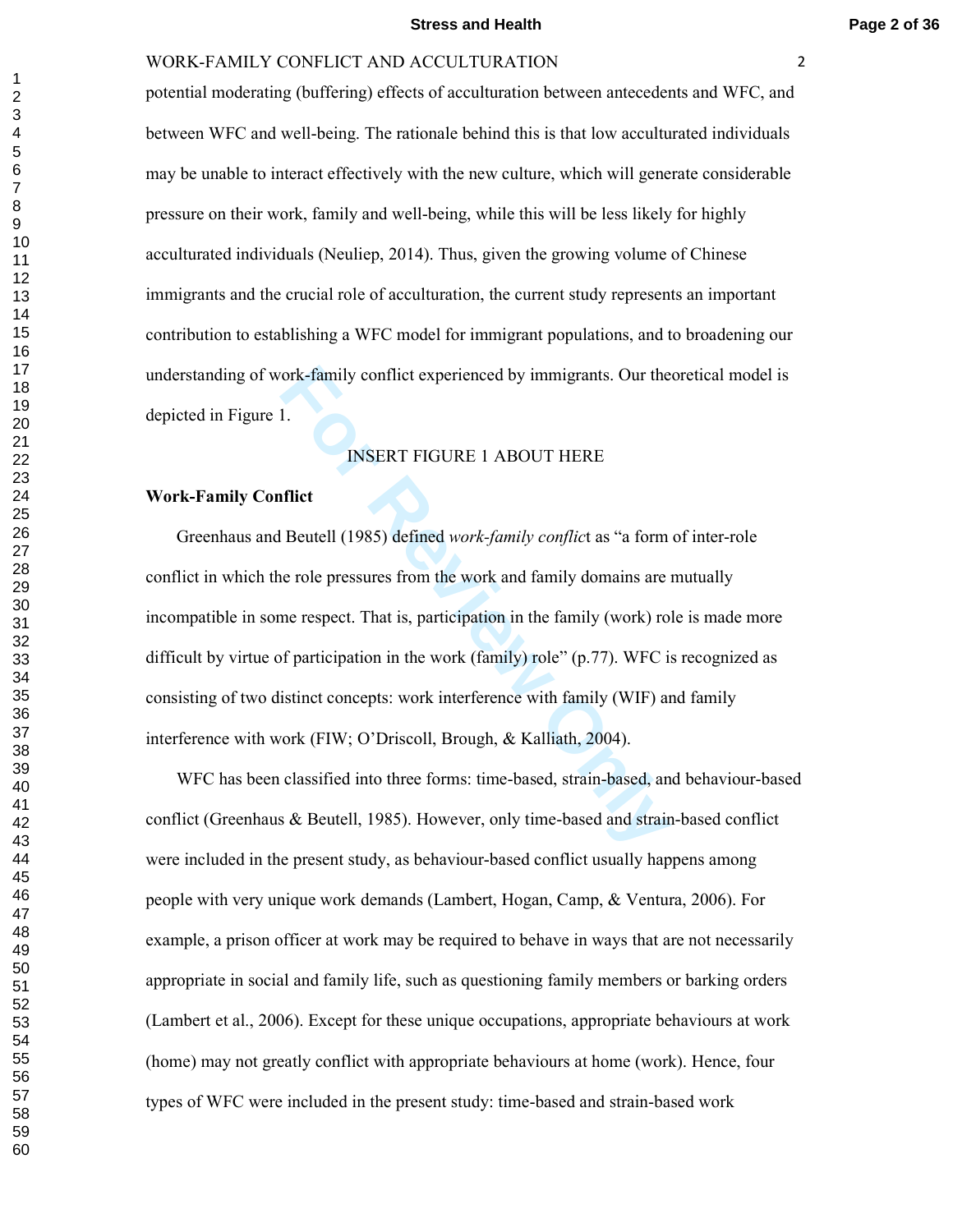potential moderating (buffering) effects of acculturation between antecedents and WFC, and between WFC and well-being. The rationale behind this is that low acculturated individuals may be unable to interact effectively with the new culture, which will generate considerable pressure on their work, family and well-being, while this will be less likely for highly acculturated individuals (Neuliep, 2014). Thus, given the growing volume of Chinese immigrants and the crucial role of acculturation, the current study represents an important contribution to establishing a WFC model for immigrant populations, and to broadening our understanding of work-family conflict experienced by immigrants. Our theoretical model is depicted in Figure 1.

INSERT FIGURE 1 ABOUT HERE

**Work-Family Conflict**

Greenhaus and Beutell (1985) defined *work-family conflict* as "a form of inter-role conflict in which the role pressures from the work and family domains are mutually incompatible in some respect. That is, participation in the family (work) role is made more difficult by virtue of participation in the work (family) role" (p.77). WFC is recognized as consisting of two distinct concepts: work interference with family (WIF) and family interference with work (FIW; O'Driscoll, Brough, & Kalliath, 2004).

WFC has been classified into three forms: time-based, strain-based, and behaviour-based conflict (Greenhaus & Beutell, 1985). However, only time-based and strain-based conflict were included in the present study, as behaviour-based conflict usually happens among people with very unique work demands (Lambert, Hogan, Camp, & Ventura, 2006). For example, a prison officer at work may be required to behave in ways that are not necessarily appropriate in social and family life, such as questioning family members or barking orders (Lambert et al., 2006). Except for these unique occupations, appropriate behaviours at work (home) may not greatly conflict with appropriate behaviours at home (work). Hence, four types of WFC were included in the present study: time-based and strain-based work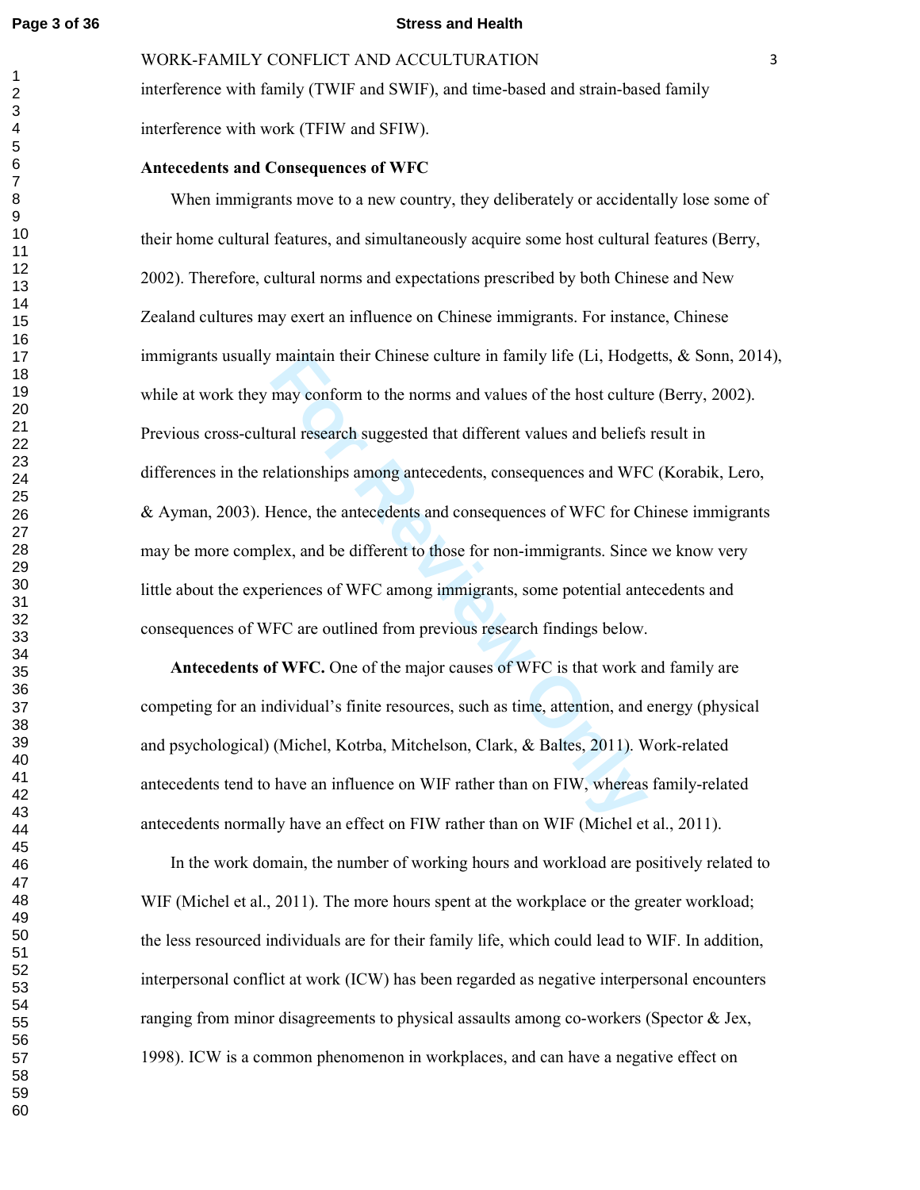interference with family (TWIF and SWIF), and time-based and strain-based family interference with work (TFIW and SFIW).

## Antecedents and Consequences of WFC

When immigrants move to a new country, they deliberately or accidentally lose some of their home cultural features, and simultaneously acquire some host cultural features (Berry, 2002). Therefore, cultural norms and expectations prescribed by both Chinese and New Zealand cultures may exert an influence on Chinese immigrants. For instance, Chinese immigrants usually maintain their Chinese culture in family life (Li, Hodgetts, & Sonn, 2014), while at work they may conform to the norms and values of the host culture (Berry, 2002). Previous cross-cultural research suggested that different values and beliefs result in differences in the relationships among antecedents, consequences and WFC (Korabik, Lero, & Ayman, 2003). Hence, the antecedents and consequences of WFC for Chinese immigrants may be more complex, and be different to those for non-immigrants. Since we know very little about the experiences of WFC among immigrants, some potential antecedents and consequences of WFC are outlined from previous research findings below.

**Antecedents of WFC.** One of the major causes of WFC is that work and family are competing for an individual's finite resources, such as time, attention, and energy (physical and psychological) (Michel, Kotrba, Mitchelson, Clark, & Baltes, 2011). Work-related antecedents tend to have an influence on WIF rather than on FIW, whereas family-related antecedents normally have an effect on FIW rather than on WIF (Michel et al., 2011).

In the work domain, the number of working hours and workload are positively related to WIF (Michel et al., 2011). The more hours spent at the workplace or the greater workload; the less resourced individuals are for their family life, which could lead to WIF. In addition, interpersonal conflict at work (ICW) has been regarded as negative interpersonal encounters ranging from minor disagreements to physical assaults among co-workers (Spector & Jex, 1998). ICW is a common phenomenon in workplaces, and can have a negative effect on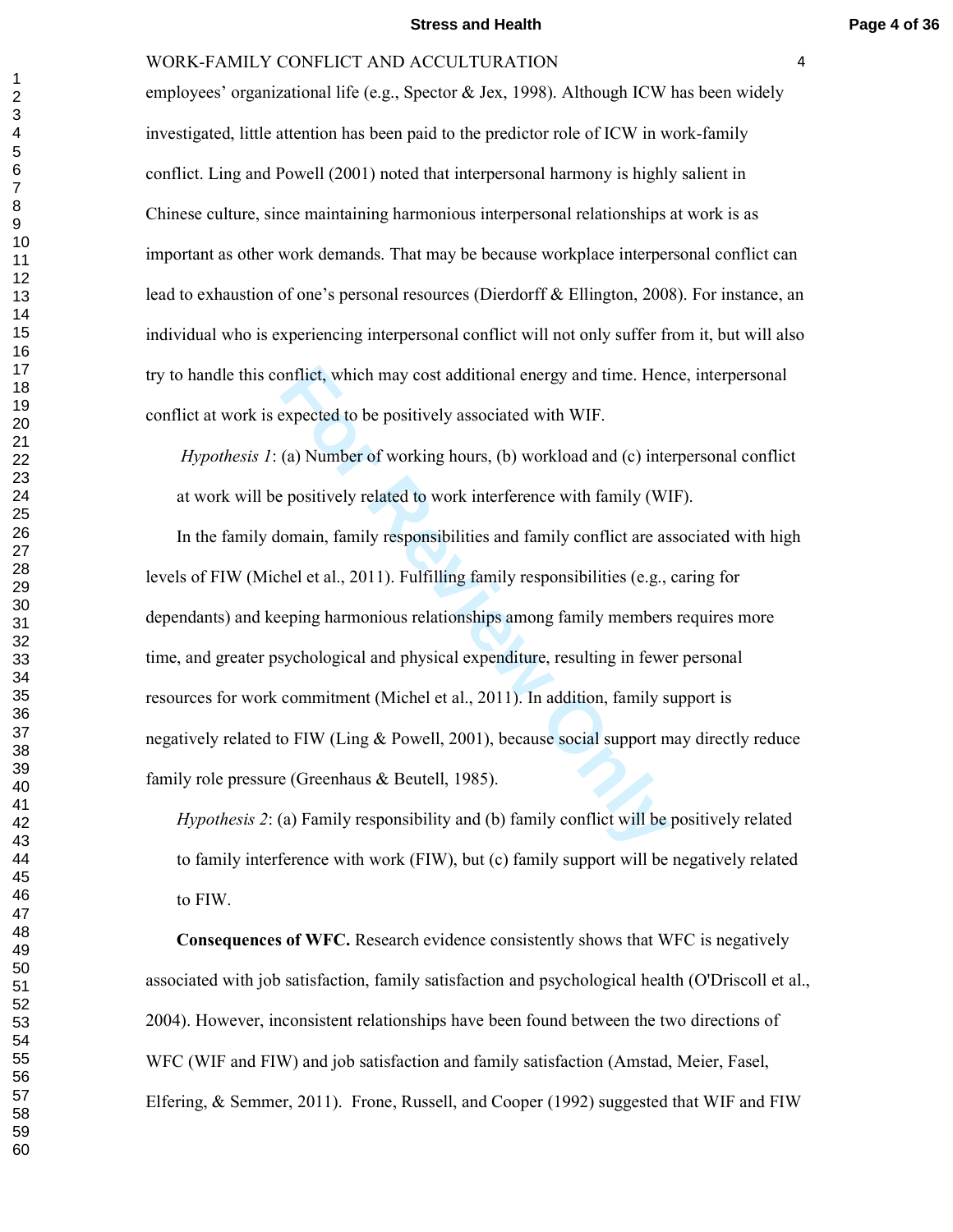employees' organizational life (e.g., Spector & Jex, 1998). Although ICW has been widely investigated, little attention has been paid to the predictor role of ICW in work-family conflict. Ling and Powell (2001) noted that interpersonal harmony is highly salient in Chinese culture, since maintaining harmonious interpersonal relationships at work is as important as other work demands. That may be because workplace interpersonal conflict can lead to exhaustion of one's personal resources (Dierdorff & Ellington, 2008). For instance, an individual who is experiencing interpersonal conflict will not only suffer from it, but will also try to handle this conflict, which may cost additional energy and time. Hence, interpersonal conflict at work is expected to be positively associated with WIF.

*Hypothesis 1*: (a) Number of working hours, (b) workload and (c) interpersonal conflict at work will be positively related to work interference with family (WIF).

In the family domain, family responsibilities and family conflict are associated with high levels of FIW (Michel et al., 2011). Fulfilling family responsibilities (e.g., caring for dependants) and keeping harmonious relationships among family members requires more time, and greater psychological and physical expenditure, resulting in fewer personal resources for work commitment (Michel et al., 2011). In addition, family support is negatively related to FIW (Ling & Powell, 2001), because social support may directly reduce family role pressure (Greenhaus & Beutell, 1985).

*Hypothesis 2*: (a) Family responsibility and (b) family conflict will be positively related to family interference with work (FIW), but (c) family support will be negatively related to FIW.

**Consequences of WFC.** Research evidence consistently shows that WFC is negatively associated with job satisfaction, family satisfaction and psychological health (O'Driscoll et al., 2004). However, inconsistent relationships have been found between the two directions of WFC (WIF and FIW) and job satisfaction and family satisfaction (Amstad, Meier, Fasel, Elfering, & Semmer, 2011). Frone, Russell, and Cooper (1992) suggested that WIF and FIW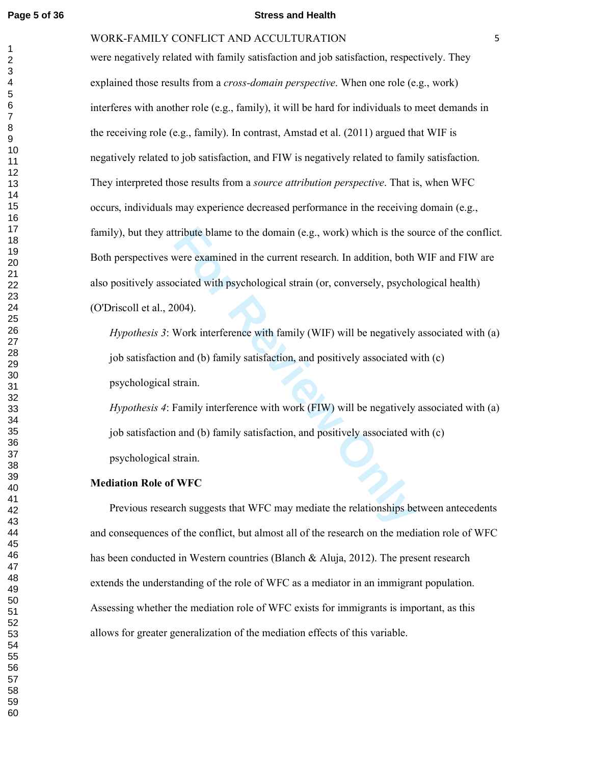were negatively related with family satisfaction and job satisfaction, respectively. They explained those results from a *cross-domain perspective*. When one role (e.g., work) interferes with another role (e.g., family), it will be hard for individuals to meet demands in the receiving role (e.g., family). In contrast, Amstad et al. (2011) argued that WIF is negatively related to job satisfaction, and FIW is negatively related to family satisfaction. They interpreted those results from a *source attribution perspective*. That is, when WFC occurs, individuals may experience decreased performance in the receiving domain (e.g., family), but they attribute blame to the domain (e.g., work) which is the source of the conflict. Both perspectives were examined in the current research. In addition, both WIF and FIW are also positively associated with psychological strain (or, conversely, psychological health) (O'Driscoll et al., 2004).

*Hypothesis 3*: Work interference with family (WIF) will be negatively associated with (a) job satisfaction and (b) family satisfaction, and positively associated with (c) psychological strain.

*Hypothesis 4*: Family interference with work (FIW) will be negatively associated with (a) job satisfaction and (b) family satisfaction, and positively associated with (c) psychological strain.

**Mediation Role of WFC**

Previous research suggests that WFC may mediate the relationships between antecedents and consequences of the conflict, but almost all of the research on the mediation role of WFC has been conducted in Western countries (Blanch & Aluja, 2012). The present research extends the understanding of the role of WFC as a mediator in an immigrant population. Assessing whether the mediation role of WFC exists for immigrants is important, as this allows for greater generalization of the mediation effects of this variable.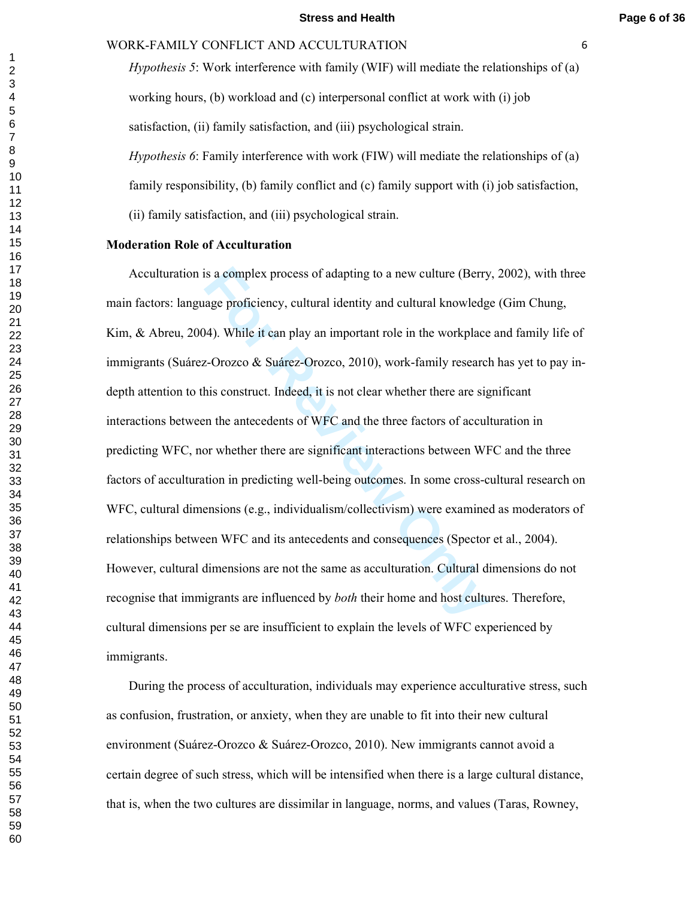*Hypothesis 5*: Work interference with family (WIF) will mediate the relationships of (a) working hours, (b) workload and (c) interpersonal conflict at work with (i) job satisfaction, (ii) family satisfaction, and (iii) psychological strain.

*Hypothesis 6*: Family interference with work (FIW) will mediate the relationships of (a) family responsibility, (b) family conflict and (c) family support with (i) job satisfaction, (ii) family satisfaction, and (iii) psychological strain.

**Moderation Role of Acculturation**

Acculturation is a complex process of adapting to a new culture (Berry, 2002), with three main factors: language proficiency, cultural identity and cultural knowledge (Gim Chung, Kim, & Abreu, 2004). While it can play an important role in the workplace and family life of immigrants (Suárez-Orozco & Suárez-Orozco, 2010), work-family research has yet to pay in-depth attention to this construct. Indeed, it is not clear whether there are significant interactions between the antecedents of WFC and the three factors of acculturation in predicting WFC, nor whether there are significant interactions between WFC and the three factors of acculturation in predicting well-being outcomes. In some cross-cultural research on WFC, cultural dimensions (e.g., individualism/collectivism) were examined as moderators of relationships between WFC and its antecedents and consequences (Spector et al., 2004). However, cultural dimensions are not the same as acculturation. Cultural dimensions do not recognise that immigrants are influenced by *both* their home and host cultures. Therefore, cultural dimensions per se are insufficient to explain the levels of WFC experienced by immigrants.

During the process of acculturation, individuals may experience acculturative stress, such as confusion, frustration, or anxiety, when they are unable to fit into their new cultural environment (Suárez-Orozco & Suárez-Orozco, 2010). New immigrants cannot avoid a certain degree of such stress, which will be intensified when there is a large cultural distance, that is, when the two cultures are dissimilar in language, norms, and values (Taras, Rowney,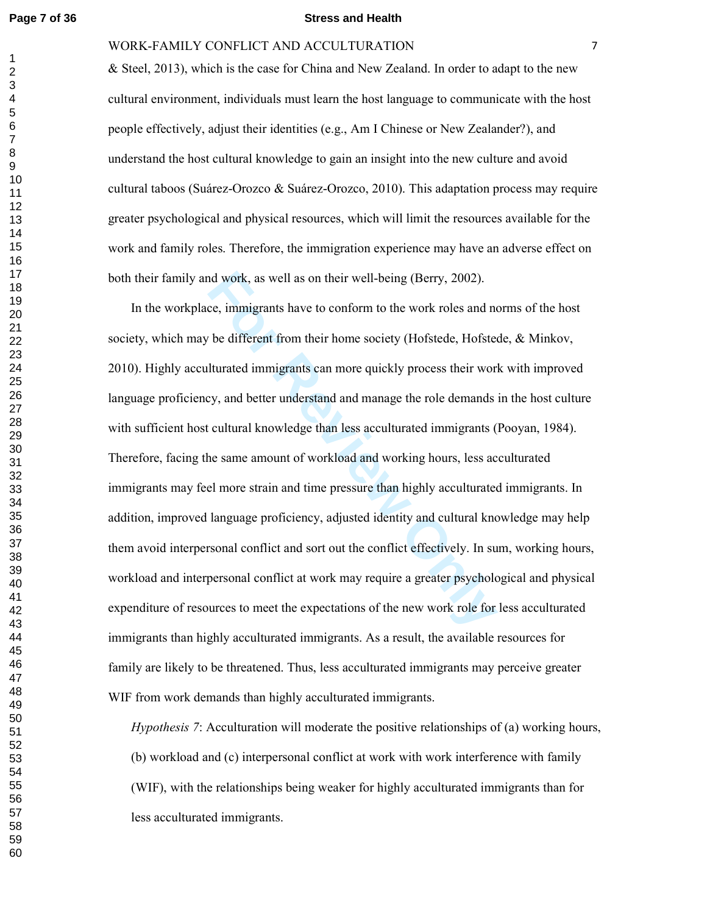& Steel, 2013), which is the case for China and New Zealand. In order to adapt to the new cultural environment, individuals must learn the host language to communicate with the host people effectively, adjust their identities (e.g., Am I Chinese or New Zealander?), and understand the host cultural knowledge to gain an insight into the new culture and avoid cultural taboos (Suárez-Orozco & Suárez-Orozco, 2010). This adaptation process may require greater psychological and physical resources, which will limit the resources available for the work and family roles. Therefore, the immigration experience may have an adverse effect on both their family and work, as well as on their well-being (Berry, 2002).

In the workplace, immigrants have to conform to the work roles and norms of the host society, which may be different from their home society (Hofstede, Hofstede, & Minkov, 2010). Highly acculturated immigrants can more quickly process their work with improved language proficiency, and better understand and manage the role demands in the host culture with sufficient host cultural knowledge than less acculturated immigrants (Pooyan, 1984). Therefore, facing the same amount of workload and working hours, less acculturated immigrants may feel more strain and time pressure than highly acculturated immigrants. In addition, improved language proficiency, adjusted identity and cultural knowledge may help them avoid interpersonal conflict and sort out the conflict effectively. In sum, working hours, workload and interpersonal conflict at work may require a greater psychological and physical expenditure of resources to meet the expectations of the new work role for less acculturated immigrants than highly acculturated immigrants. As a result, the available resources for family are likely to be threatened. Thus, less acculturated immigrants may perceive greater WIF from work demands than highly acculturated immigrants.

*Hypothesis 7*: Acculturation will moderate the positive relationships of (a) working hours, (b) workload and (c) interpersonal conflict at work with work interference with family (WIF), with the relationships being weaker for highly acculturated immigrants than for less acculturated immigrants.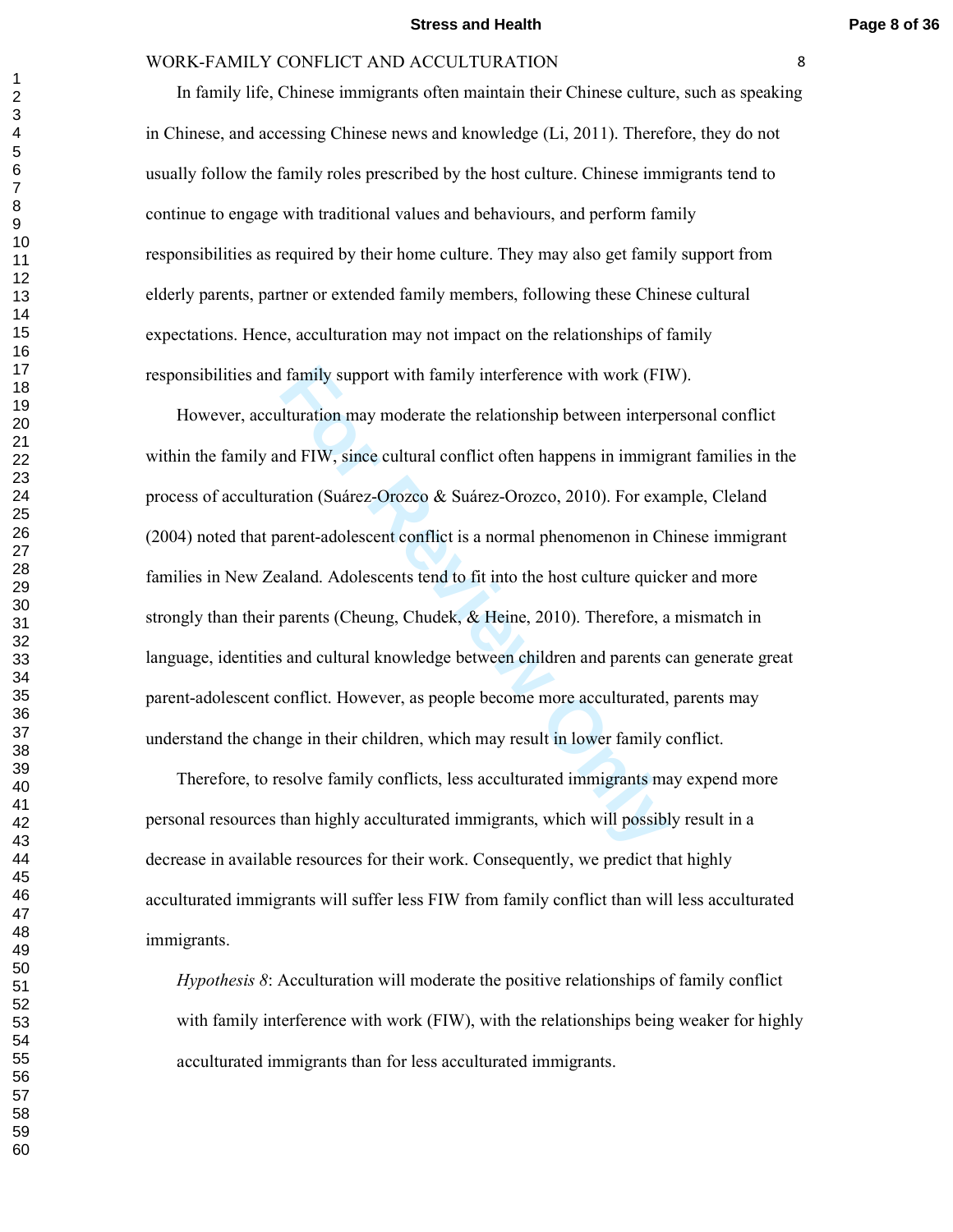In family life, Chinese immigrants often maintain their Chinese culture, such as speaking in Chinese, and accessing Chinese news and knowledge (Li, 2011). Therefore, they do not usually follow the family roles prescribed by the host culture. Chinese immigrants tend to continue to engage with traditional values and behaviours, and perform family responsibilities as required by their home culture. They may also get family support from elderly parents, partner or extended family members, following these Chinese cultural expectations. Hence, acculturation may not impact on the relationships of family responsibilities and family support with family interference with work (FIW).

However, acculturation may moderate the relationship between interpersonal conflict within the family and FIW, since cultural conflict often happens in immigrant families in the process of acculturation (Suárez-Orozco & Suárez-Orozco, 2010). For example, Cleland (2004) noted that parent-adolescent conflict is a normal phenomenon in Chinese immigrant families in New Zealand. Adolescents tend to fit into the host culture quicker and more strongly than their parents (Cheung, Chudek, & Heine, 2010). Therefore, a mismatch in language, identities and cultural knowledge between children and parents can generate great parent-adolescent conflict. However, as people become more acculturated, parents may understand the change in their children, which may result in lower family conflict.

Therefore, to resolve family conflicts, less acculturated immigrants may expend more personal resources than highly acculturated immigrants, which will possibly result in a decrease in available resources for their work. Consequently, we predict that highly acculturated immigrants will suffer less FIW from family conflict than will less acculturated immigrants.

*Hypothesis 8*: Acculturation will moderate the positive relationships of family conflict with family interference with work (FIW), with the relationships being weaker for highly acculturated immigrants than for less acculturated immigrants.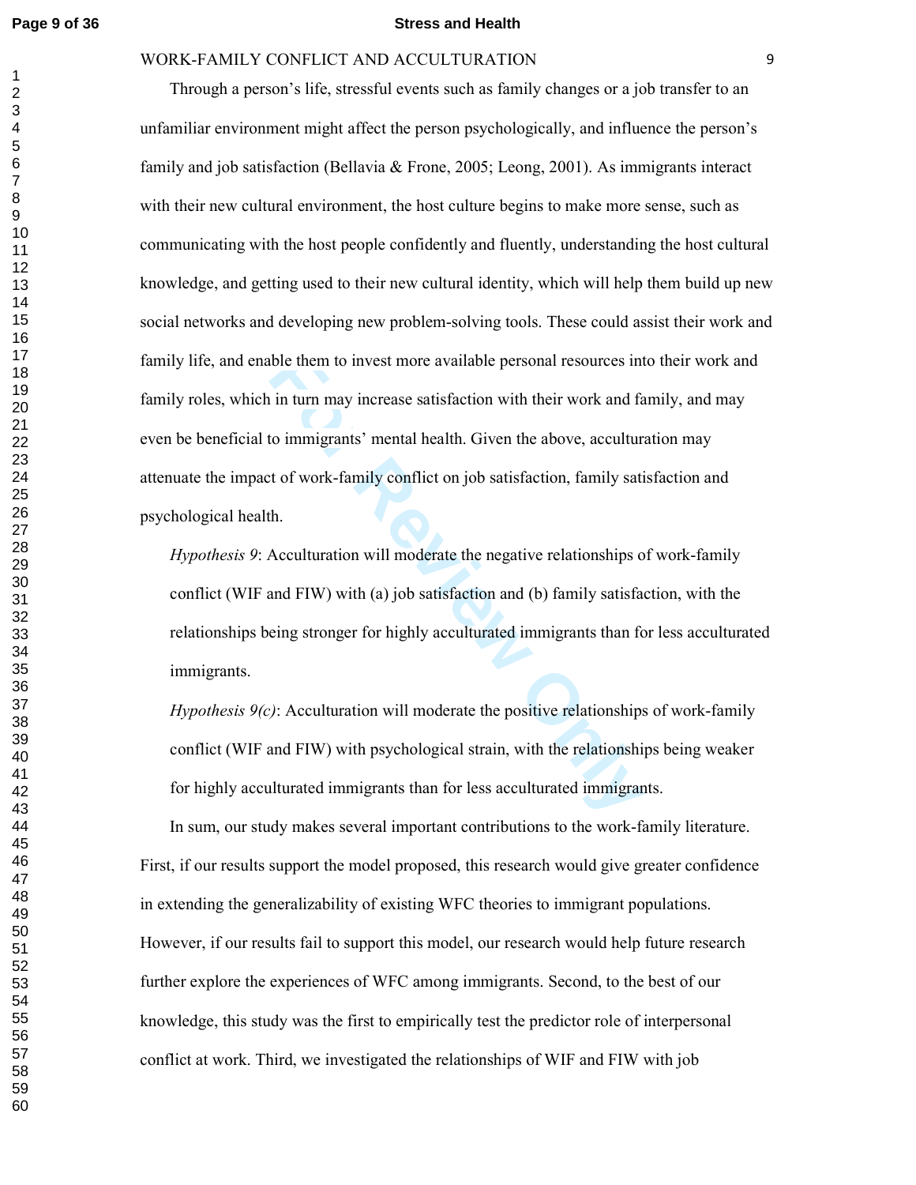Through a person's life, stressful events such as family changes or a job transfer to an unfamiliar environment might affect the person psychologically, and influence the person's family and job satisfaction (Bellavia & Frone, 2005; Leong, 2001). As immigrants interact with their new cultural environment, the host culture begins to make more sense, such as communicating with the host people confidently and fluently, understanding the host cultural knowledge, and getting used to their new cultural identity, which will help them build up new social networks and developing new problem-solving tools. These could assist their work and family life, and enable them to invest more available personal resources into their work and family roles, which in turn may increase satisfaction with their work and family, and may even be beneficial to immigrants' mental health. Given the above, acculturation may attenuate the impact of work-family conflict on job satisfaction, family satisfaction and psychological health.

*Hypothesis 9*: Acculturation will moderate the negative relationships of work-family conflict (WIF and FIW) with (a) job satisfaction and (b) family satisfaction, with the relationships being stronger for highly acculturated immigrants than for less acculturated immigrants.

*Hypothesis 9(c)*: Acculturation will moderate the positive relationships of work-family conflict (WIF and FIW) with psychological strain, with the relationships being weaker for highly acculturated immigrants than for less acculturated immigrants.

In sum, our study makes several important contributions to the work-family literature. First, if our results support the model proposed, this research would give greater confidence in extending the generalizability of existing WFC theories to immigrant populations. However, if our results fail to support this model, our research would help future research further explore the experiences of WFC among immigrants. Second, to the best of our knowledge, this study was the first to empirically test the predictor role of interpersonal conflict at work. Third, we investigated the relationships of WIF and FIW with job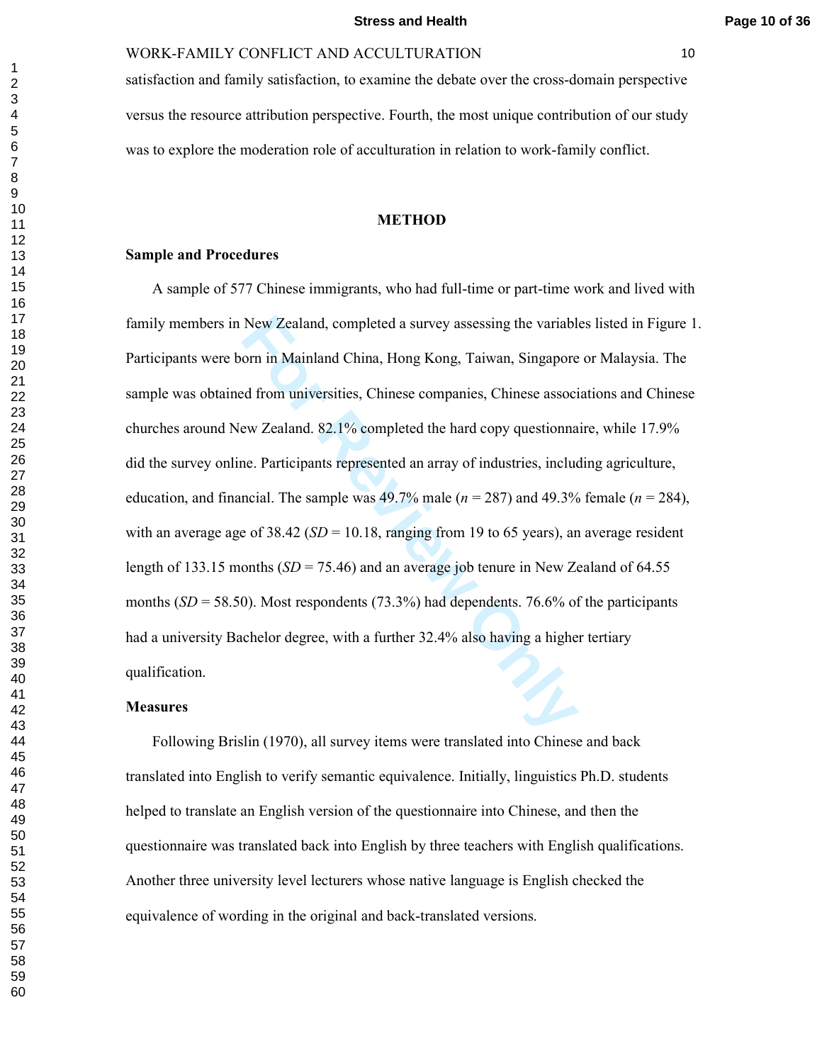satisfaction and family satisfaction, to examine the debate over the cross-domain perspective versus the resource attribution perspective. Fourth, the most unique contribution of our study was to explore the moderation role of acculturation in relation to work-family conflict.

## METHOD

### Sample and Procedures

A sample of 577 Chinese immigrants, who had full-time or part-time work and lived with family members in New Zealand, completed a survey assessing the variables listed in Figure 1. Participants were born in Mainland China, Hong Kong, Taiwan, Singapore or Malaysia. The sample was obtained from universities, Chinese companies, Chinese associations and Chinese churches around New Zealand. 82.1% completed the hard copy questionnaire, while 17.9% did the survey online. Participants represented an array of industries, including agriculture, education, and financial. The sample was 49.7% male ($n$ = 287) and 49.3% female ($n$ = 284), with an average age of 38.42 ($SD$ = 10.18, ranging from 19 to 65 years), an average resident length of 133.15 months ($SD$ = 75.46) and an average job tenure in New Zealand of 64.55 months ($SD$ = 58.50). Most respondents (73.3%) had dependents. 76.6% of the participants had a university Bachelor degree, with a further 32.4% also having a higher tertiary qualification.

### Measures

Following Brislin (1970), all survey items were translated into Chinese and back translated into English to verify semantic equivalence. Initially, linguistics Ph.D. students helped to translate an English version of the questionnaire into Chinese, and then the questionnaire was translated back into English by three teachers with English qualifications. Another three university level lecturers whose native language is English checked the equivalence of wording in the original and back-translated versions.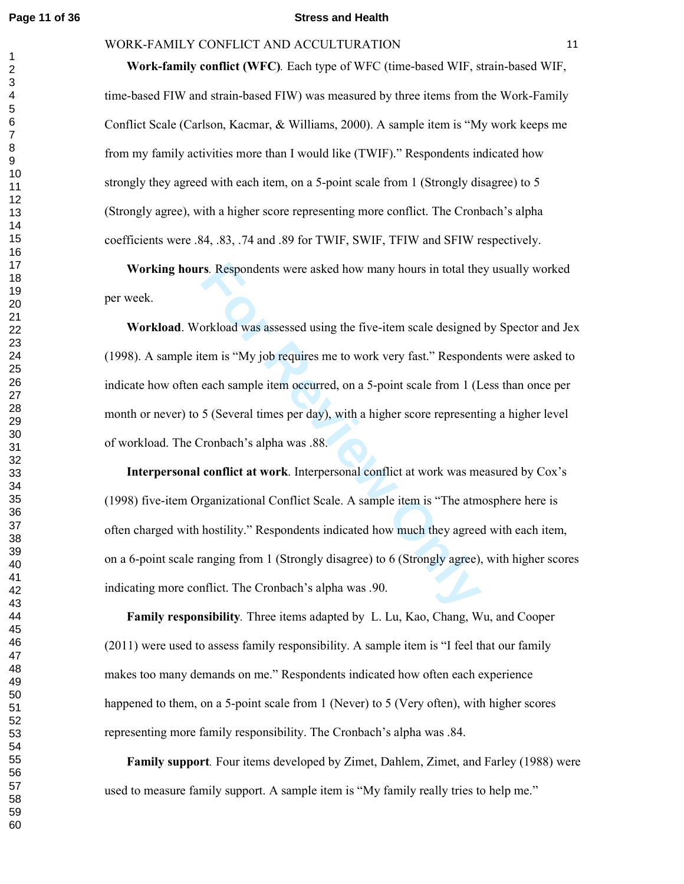**Work-family conflict (WFC)**. Each type of WFC (time-based WIF, strain-based WIF, time-based FIW and strain-based FIW) was measured by three items from the Work-Family Conflict Scale (Carlson, Kacmar, & Williams, 2000). A sample item is "My work keeps me from my family activities more than I would like (TWIF)." Respondents indicated how strongly they agreed with each item, on a 5-point scale from 1 (Strongly disagree) to 5 (Strongly agree), with a higher score representing more conflict. The Cronbach's alpha coefficients were .84, .83, .74 and .89 for TWIF, SWIF, TFIW and SFIW respectively.

**Working hours**. Respondents were asked how many hours in total they usually worked per week.

**Workload**. Workload was assessed using the five-item scale designed by Spector and Jex (1998). A sample item is "My job requires me to work very fast." Respondents were asked to indicate how often each sample item occurred, on a 5-point scale from 1 (Less than once per month or never) to 5 (Several times per day), with a higher score representing a higher level of workload. The Cronbach's alpha was .88.

**Interpersonal conflict at work**. Interpersonal conflict at work was measured by Cox's (1998) five-item Organizational Conflict Scale. A sample item is "The atmosphere here is often charged with hostility." Respondents indicated how much they agreed with each item, on a 6-point scale ranging from 1 (Strongly disagree) to 6 (Strongly agree), with higher scores indicating more conflict. The Cronbach's alpha was .90.

**Family responsibility**. Three items adapted by L. Lu, Kao, Chang, Wu, and Cooper (2011) were used to assess family responsibility. A sample item is "I feel that our family makes too many demands on me." Respondents indicated how often each experience happened to them, on a 5-point scale from 1 (Never) to 5 (Very often), with higher scores representing more family responsibility. The Cronbach's alpha was .84.

**Family support**. Four items developed by Zimet, Dahlem, Zimet, and Farley (1988) were used to measure family support. A sample item is "My family really tries to help me."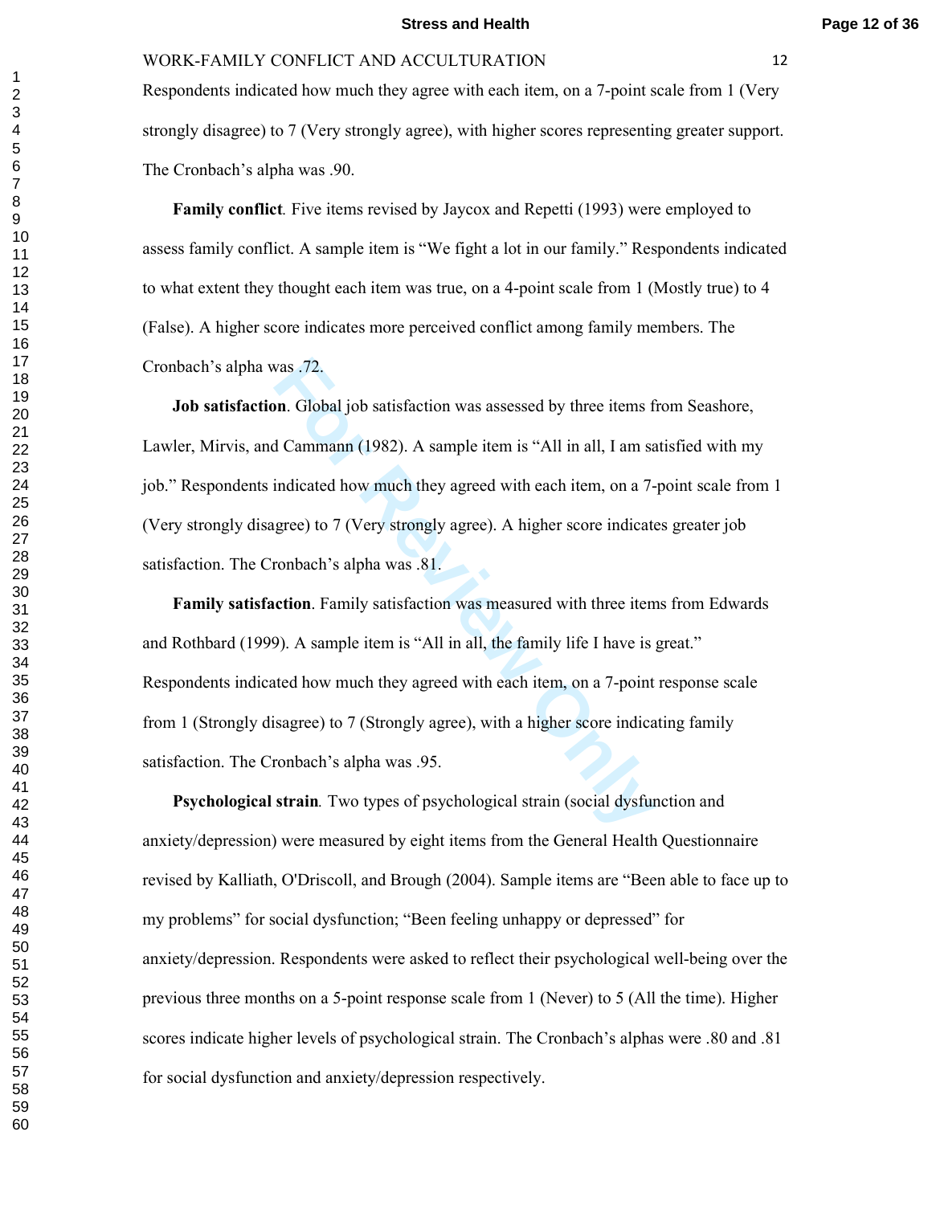Respondents indicated how much they agree with each item, on a 7-point scale from 1 (Very strongly disagree) to 7 (Very strongly agree), with higher scores representing greater support. The Cronbach's alpha was .90.

**Family conflict**. Five items revised by Jaycox and Repetti (1993) were employed to assess family conflict. A sample item is "We fight a lot in our family." Respondents indicated to what extent they thought each item was true, on a 4-point scale from 1 (Mostly true) to 4 (False). A higher score indicates more perceived conflict among family members. The Cronbach's alpha was .72.

**Job satisfaction**. Global job satisfaction was assessed by three items from Seashore, Lawler, Mirvis, and Cammann (1982). A sample item is "All in all, I am satisfied with my job." Respondents indicated how much they agreed with each item, on a 7-point scale from 1 (Very strongly disagree) to 7 (Very strongly agree). A higher score indicates greater job satisfaction. The Cronbach's alpha was .81.

**Family satisfaction**. Family satisfaction was measured with three items from Edwards and Rothbard (1999). A sample item is "All in all, the family life I have is great." Respondents indicated how much they agreed with each item, on a 7-point response scale from 1 (Strongly disagree) to 7 (Strongly agree), with a higher score indicating family satisfaction. The Cronbach's alpha was .95.

**Psychological strain**. Two types of psychological strain (social dysfunction and anxiety/depression) were measured by eight items from the General Health Questionnaire revised by Kalliath, O'Driscoll, and Brough (2004). Sample items are "Been able to face up to my problems" for social dysfunction; "Been feeling unhappy or depressed" for anxiety/depression. Respondents were asked to reflect their psychological well-being over the previous three months on a 5-point response scale from 1 (Never) to 5 (All the time). Higher scores indicate higher levels of psychological strain. The Cronbach's alphas were .80 and .81 for social dysfunction and anxiety/depression respectively.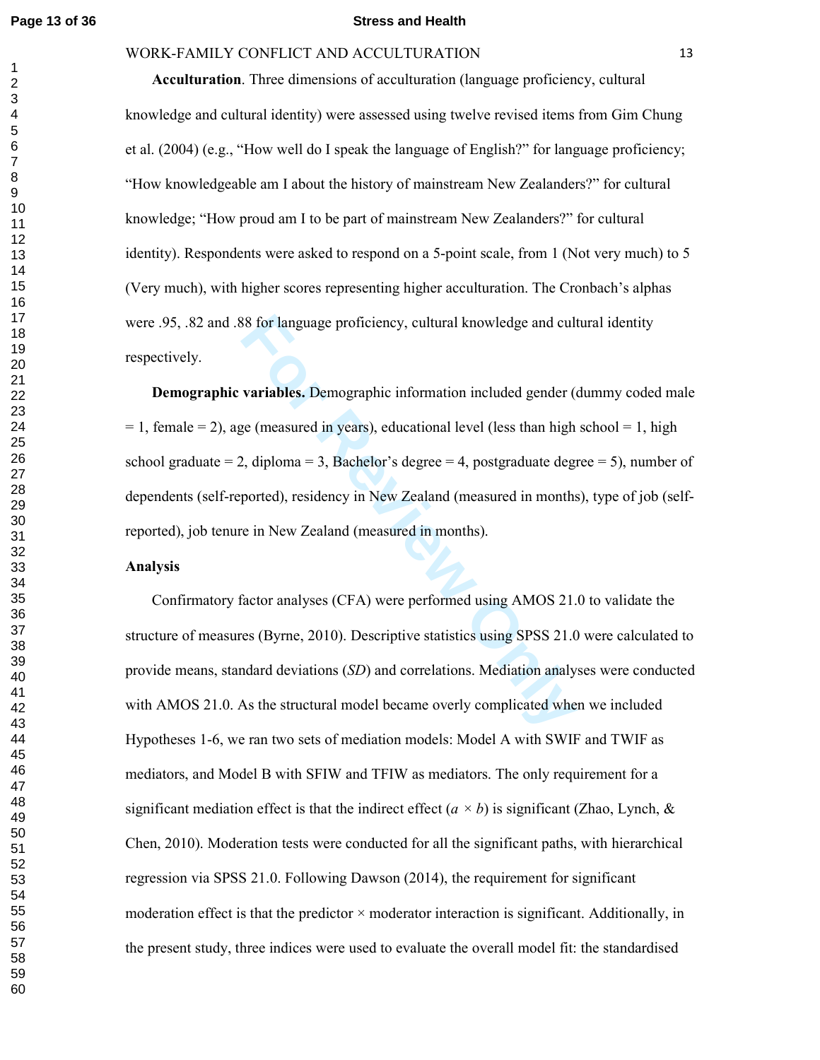**Acculturation**. Three dimensions of acculturation (language proficiency, cultural knowledge and cultural identity) were assessed using twelve revised items from Gim Chung et al. (2004) (e.g., "How well do I speak the language of English?" for language proficiency; "How knowledgeable am I about the history of mainstream New Zealanders?" for cultural knowledge; "How proud am I to be part of mainstream New Zealanders?" for cultural identity). Respondents were asked to respond on a 5-point scale, from 1 (Not very much) to 5 (Very much), with higher scores representing higher acculturation. The Cronbach's alphas were .95, .82 and .88 for language proficiency, cultural knowledge and cultural identity respectively.

**Demographic variables.** Demographic information included gender (dummy coded male = 1, female = 2), age (measured in years), educational level (less than high school = 1, high school graduate = 2, diploma = 3, Bachelor's degree = 4, postgraduate degree = 5), number of dependents (self-reported), residency in New Zealand (measured in months), type of job (self-reported), job tenure in New Zealand (measured in months).

**Analysis**

Confirmatory factor analyses (CFA) were performed using AMOS 21.0 to validate the structure of measures (Byrne, 2010). Descriptive statistics using SPSS 21.0 were calculated to provide means, standard deviations (*SD*) and correlations. Mediation analyses were conducted with AMOS 21.0. As the structural model became overly complicated when we included Hypotheses 1-6, we ran two sets of mediation models: Model A with SWIF and TWIF as mediators, and Model B with SFIW and TFIW as mediators. The only requirement for a significant mediation effect is that the indirect effect ($a \times b$) is significant (Zhao, Lynch, & Chen, 2010). Moderation tests were conducted for all the significant paths, with hierarchical regression via SPSS 21.0. Following Dawson (2014), the requirement for significant moderation effect is that the predictor × moderator interaction is significant. Additionally, in the present study, three indices were used to evaluate the overall model fit: the standardised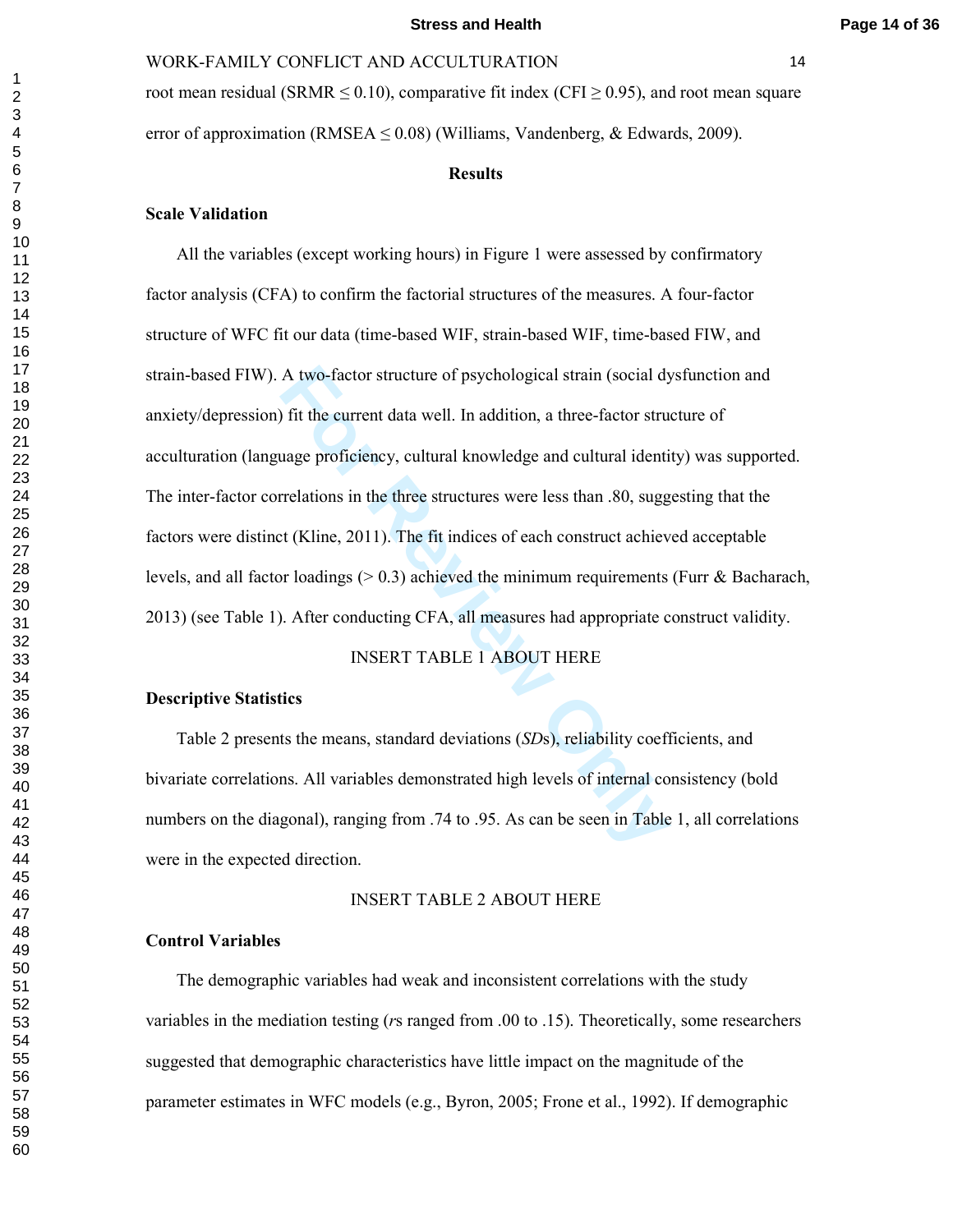root mean residual (SRMR ≤ 0.10), comparative fit index (CFI ≥ 0.95), and root mean square error of approximation (RMSEA ≤ 0.08) (Williams, Vandenberg, & Edwards, 2009).

## Results

### Scale Validation

All the variables (except working hours) in Figure 1 were assessed by confirmatory factor analysis (CFA) to confirm the factorial structures of the measures. A four-factor structure of WFC fit our data (time-based WIF, strain-based WIF, time-based FIW, and strain-based FIW). A two-factor structure of psychological strain (social dysfunction and anxiety/depression) fit the current data well. In addition, a three-factor structure of acculturation (language proficiency, cultural knowledge and cultural identity) was supported. The inter-factor correlations in the three structures were less than .80, suggesting that the factors were distinct (Kline, 2011). The fit indices of each construct achieved acceptable levels, and all factor loadings (> 0.3) achieved the minimum requirements (Furr & Bacharach, 2013) (see Table 1). After conducting CFA, all measures had appropriate construct validity.

INSERT TABLE 1 ABOUT HERE

### Descriptive Statistics

Table 2 presents the means, standard deviations (*SD*s), reliability coefficients, and bivariate correlations. All variables demonstrated high levels of internal consistency (bold numbers on the diagonal), ranging from .74 to .95. As can be seen in Table 1, all correlations were in the expected direction.

INSERT TABLE 2 ABOUT HERE

### Control Variables

The demographic variables had weak and inconsistent correlations with the study variables in the mediation testing (*r*s ranged from .00 to .15). Theoretically, some researchers suggested that demographic characteristics have little impact on the magnitude of the parameter estimates in WFC models (e.g., Byron, 2005; Frone et al., 1992). If demographic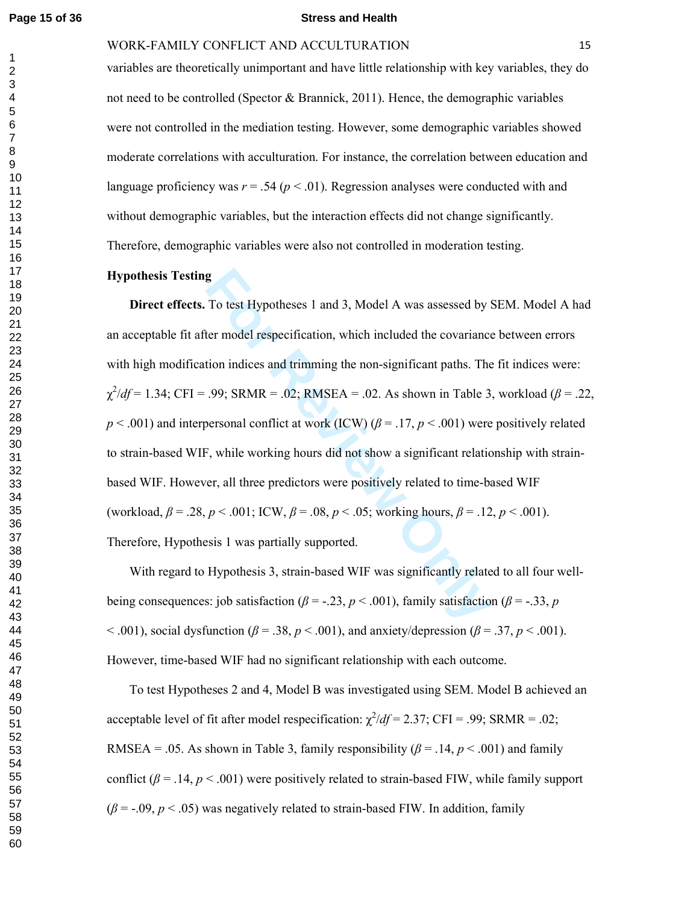variables are theoretically unimportant and have little relationship with key variables, they do not need to be controlled (Spector & Brannick, 2011). Hence, the demographic variables were not controlled in the mediation testing. However, some demographic variables showed moderate correlations with acculturation. For instance, the correlation between education and language proficiency was $r = .54$ ($p < .01$). Regression analyses were conducted with and without demographic variables, but the interaction effects did not change significantly. Therefore, demographic variables were also not controlled in moderation testing.

**Hypothesis Testing**

**Direct effects.** To test Hypotheses 1 and 3, Model A was assessed by SEM. Model A had an acceptable fit after model respecification, which included the covariance between errors with high modification indices and trimming the non-significant paths. The fit indices were: $\chi^2/df = 1.34$; CFI = .99; SRMR = .02; RMSEA = .02. As shown in Table 3, workload ($\beta = .22$, $p < .001$) and interpersonal conflict at work (ICW) ($\beta = .17$, $p < .001$) were positively related to strain-based WIF, while working hours did not show a significant relationship with strain-based WIF. However, all three predictors were positively related to time-based WIF (workload, $\beta = .28$, $p < .001$; ICW, $\beta = .08$, $p < .05$; working hours, $\beta = .12$, $p < .001$). Therefore, Hypothesis 1 was partially supported.

With regard to Hypothesis 3, strain-based WIF was significantly related to all four well-being consequences: job satisfaction ($\beta = -.23$, $p < .001$), family satisfaction ($\beta = -.33$, $p < .001$), social dysfunction ($\beta = .38$, $p < .001$), and anxiety/depression ($\beta = .37$, $p < .001$). However, time-based WIF had no significant relationship with each outcome.

To test Hypotheses 2 and 4, Model B was investigated using SEM. Model B achieved an acceptable level of fit after model respecification: $\chi^2/df = 2.37$; CFI = .99; SRMR = .02; RMSEA = .05. As shown in Table 3, family responsibility ($\beta = .14$, $p < .001$) and family conflict ($\beta = .14$, $p < .001$) were positively related to strain-based FIW, while family support ($\beta = -.09$, $p < .05$) was negatively related to strain-based FIW. In addition, family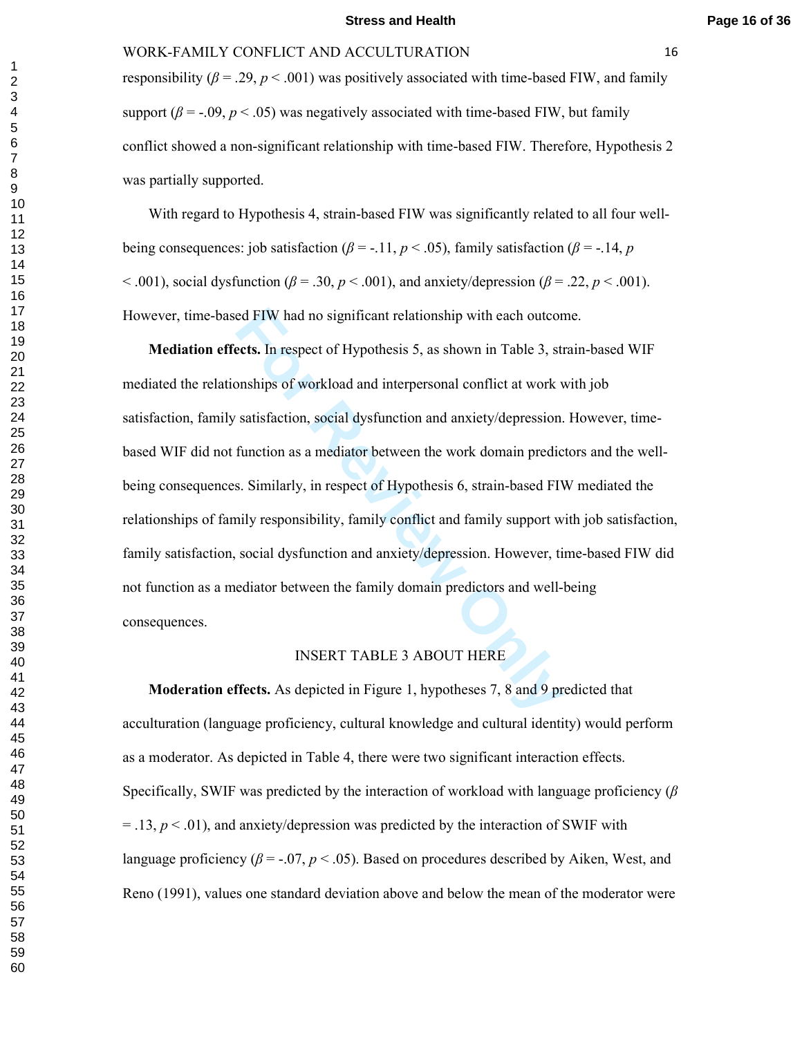responsibility ($\beta$ = .29, $p$ < .001) was positively associated with time-based FIW, and family support ($\beta$ = -.09, $p$ < .05) was negatively associated with time-based FIW, but family conflict showed a non-significant relationship with time-based FIW. Therefore, Hypothesis 2 was partially supported.

With regard to Hypothesis 4, strain-based FIW was significantly related to all four well-being consequences: job satisfaction ($\beta$ = -.11, $p$ < .05), family satisfaction ($\beta$ = -.14, $p$ < .001), social dysfunction ($\beta$ = .30, $p$ < .001), and anxiety/depression ($\beta$ = .22, $p$ < .001). However, time-based FIW had no significant relationship with each outcome.

**Mediation effects.** In respect of Hypothesis 5, as shown in Table 3, strain-based WIF mediated the relationships of workload and interpersonal conflict at work with job satisfaction, family satisfaction, social dysfunction and anxiety/depression. However, time-based WIF did not function as a mediator between the work domain predictors and the well-being consequences. Similarly, in respect of Hypothesis 6, strain-based FIW mediated the relationships of family responsibility, family conflict and family support with job satisfaction, family satisfaction, social dysfunction and anxiety/depression. However, time-based FIW did not function as a mediator between the family domain predictors and well-being consequences.

INSERT TABLE 3 ABOUT HERE

**Moderation effects.** As depicted in Figure 1, hypotheses 7, 8 and 9 predicted that acculturation (language proficiency, cultural knowledge and cultural identity) would perform as a moderator. As depicted in Table 4, there were two significant interaction effects. Specifically, SWIF was predicted by the interaction of workload with language proficiency ($\beta$ = .13, $p$ < .01), and anxiety/depression was predicted by the interaction of SWIF with language proficiency ($\beta$ = -.07, $p$ < .05). Based on procedures described by Aiken, West, and Reno (1991), values one standard deviation above and below the mean of the moderator were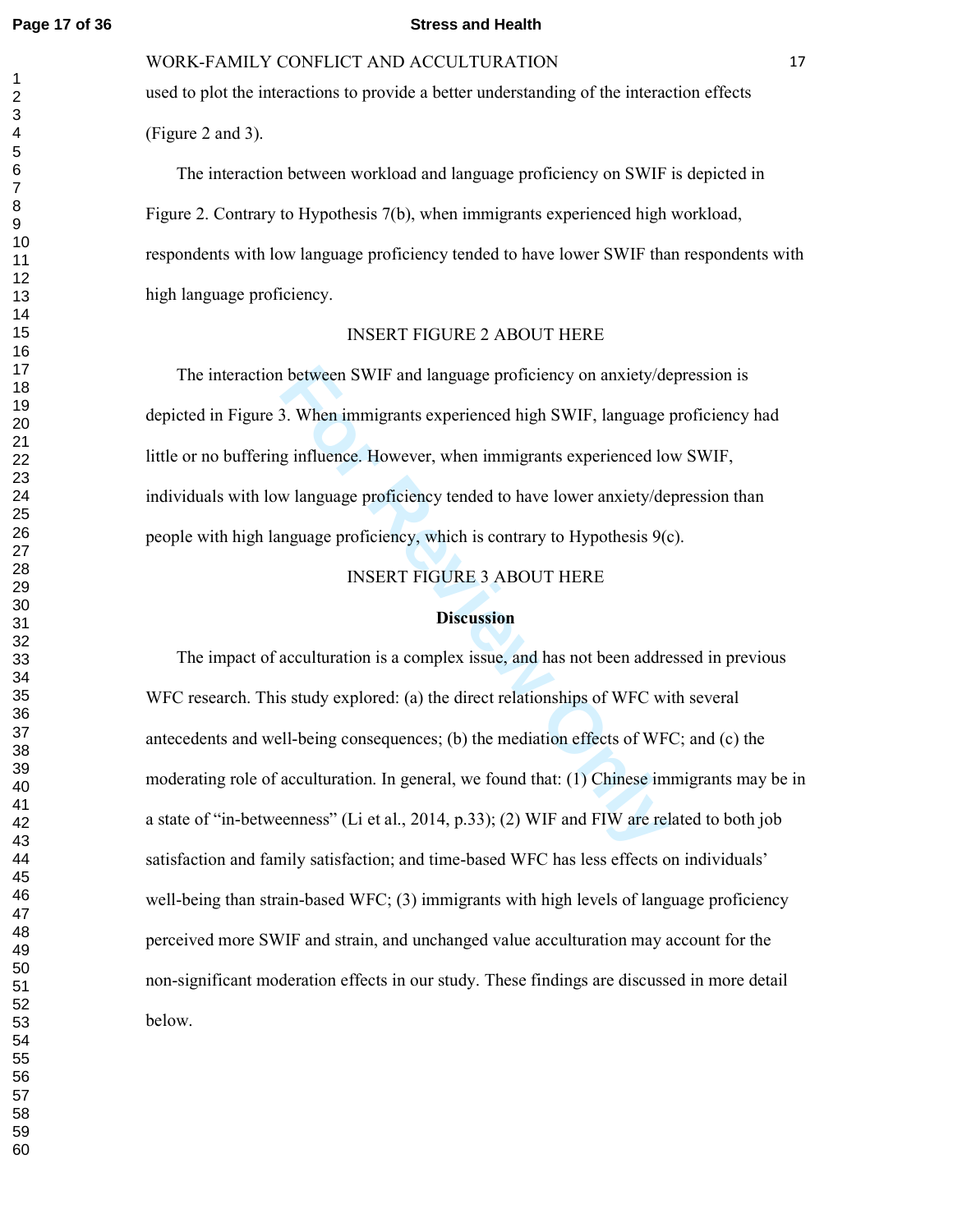used to plot the interactions to provide a better understanding of the interaction effects (Figure 2 and 3).

The interaction between workload and language proficiency on SWIF is depicted in Figure 2. Contrary to Hypothesis 7(b), when immigrants experienced high workload, respondents with low language proficiency tended to have lower SWIF than respondents with high language proficiency.

INSERT FIGURE 2 ABOUT HERE

The interaction between SWIF and language proficiency on anxiety/depression is depicted in Figure 3. When immigrants experienced high SWIF, language proficiency had little or no buffering influence. However, when immigrants experienced low SWIF, individuals with low language proficiency tended to have lower anxiety/depression than people with high language proficiency, which is contrary to Hypothesis 9(c).

INSERT FIGURE 3 ABOUT HERE

## Discussion

The impact of acculturation is a complex issue, and has not been addressed in previous WFC research. This study explored: (a) the direct relationships of WFC with several antecedents and well-being consequences; (b) the mediation effects of WFC; and (c) the moderating role of acculturation. In general, we found that: (1) Chinese immigrants may be in a state of "in-betweenness" (Li et al., 2014, p.33); (2) WIF and FIW are related to both job satisfaction and family satisfaction; and time-based WFC has less effects on individuals' well-being than strain-based WFC; (3) immigrants with high levels of language proficiency perceived more SWIF and strain, and unchanged value acculturation may account for the non-significant moderation effects in our study. These findings are discussed in more detail below.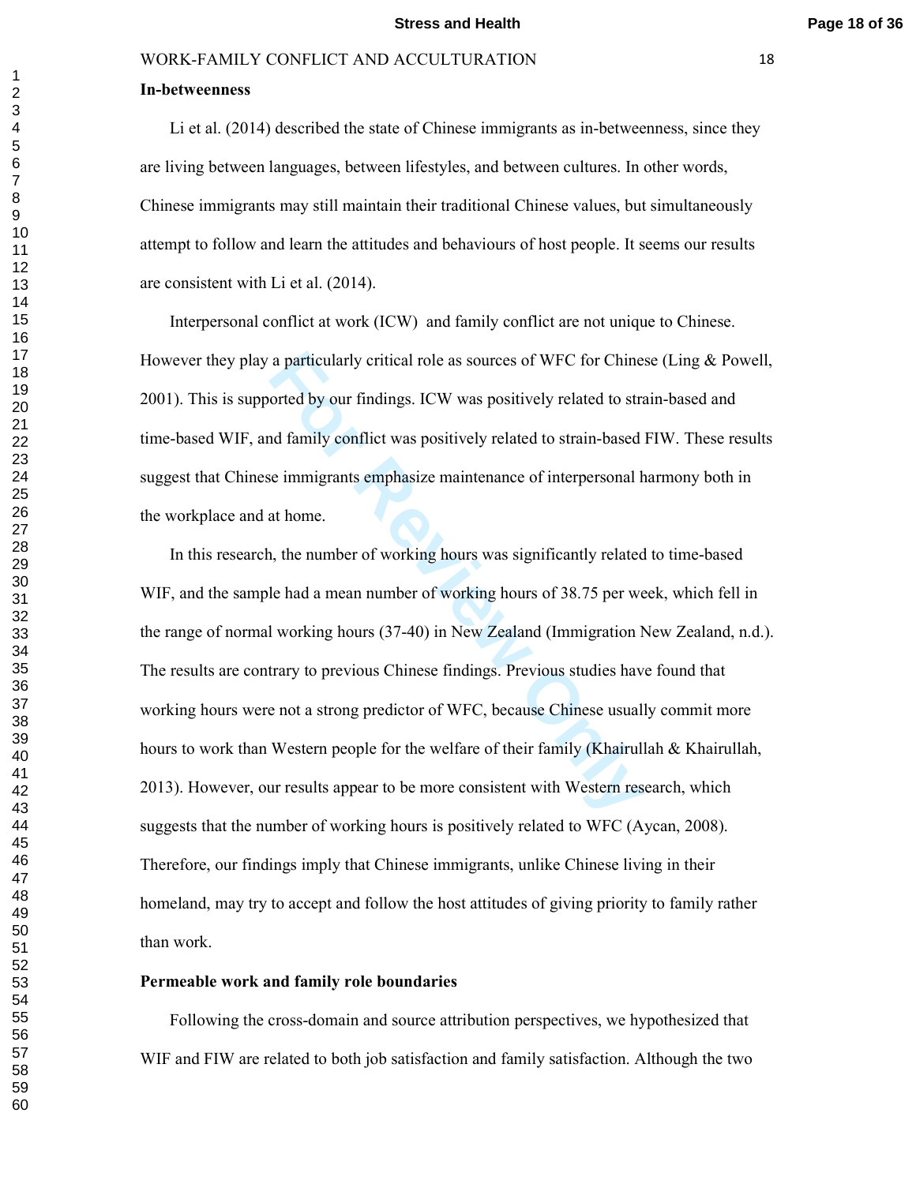**In-betweenness**

Li et al. (2014) described the state of Chinese immigrants as in-betweenness, since they are living between languages, between lifestyles, and between cultures. In other words, Chinese immigrants may still maintain their traditional Chinese values, but simultaneously attempt to follow and learn the attitudes and behaviours of host people. It seems our results are consistent with Li et al. (2014).

Interpersonal conflict at work (ICW) and family conflict are not unique to Chinese. However they play a particularly critical role as sources of WFC for Chinese (Ling & Powell, 2001). This is supported by our findings. ICW was positively related to strain-based and time-based WIF, and family conflict was positively related to strain-based FIW. These results suggest that Chinese immigrants emphasize maintenance of interpersonal harmony both in the workplace and at home.

In this research, the number of working hours was significantly related to time-based WIF, and the sample had a mean number of working hours of 38.75 per week, which fell in the range of normal working hours (37-40) in New Zealand (Immigration New Zealand, n.d.). The results are contrary to previous Chinese findings. Previous studies have found that working hours were not a strong predictor of WFC, because Chinese usually commit more hours to work than Western people for the welfare of their family (Khairullah & Khairullah, 2013). However, our results appear to be more consistent with Western research, which suggests that the number of working hours is positively related to WFC (Aycan, 2008). Therefore, our findings imply that Chinese immigrants, unlike Chinese living in their homeland, may try to accept and follow the host attitudes of giving priority to family rather than work.

**Permeable work and family role boundaries**

Following the cross-domain and source attribution perspectives, we hypothesized that WIF and FIW are related to both job satisfaction and family satisfaction. Although the two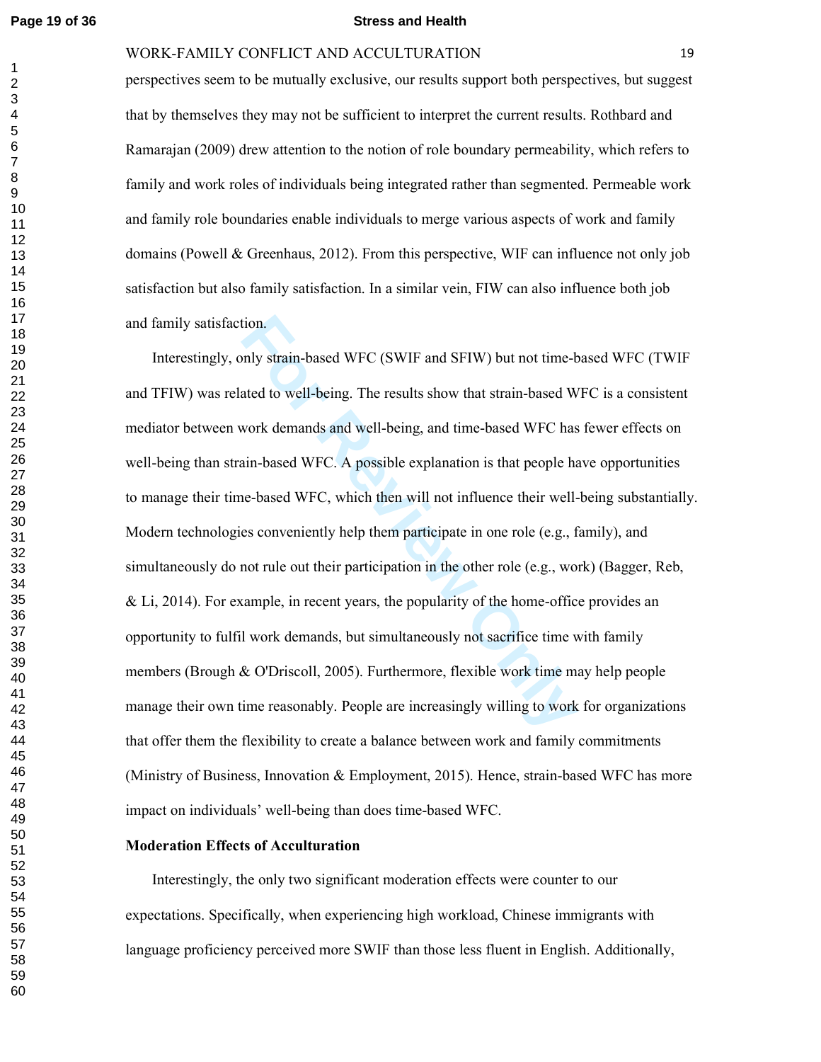perspectives seem to be mutually exclusive, our results support both perspectives, but suggest that by themselves they may not be sufficient to interpret the current results. Rothbard and Ramarajan (2009) drew attention to the notion of role boundary permeability, which refers to family and work roles of individuals being integrated rather than segmented. Permeable work and family role boundaries enable individuals to merge various aspects of work and family domains (Powell & Greenhaus, 2012). From this perspective, WIF can influence not only job satisfaction but also family satisfaction. In a similar vein, FIW can also influence both job and family satisfaction.

Interestingly, only strain-based WFC (SWIF and SFIW) but not time-based WFC (TWIF and TFIW) was related to well-being. The results show that strain-based WFC is a consistent mediator between work demands and well-being, and time-based WFC has fewer effects on well-being than strain-based WFC. A possible explanation is that people have opportunities to manage their time-based WFC, which then will not influence their well-being substantially. Modern technologies conveniently help them participate in one role (e.g., family), and simultaneously do not rule out their participation in the other role (e.g., work) (Bagger, Reb, & Li, 2014). For example, in recent years, the popularity of the home-office provides an opportunity to fulfil work demands, but simultaneously not sacrifice time with family members (Brough & O'Driscoll, 2005). Furthermore, flexible work time may help people manage their own time reasonably. People are increasingly willing to work for organizations that offer them the flexibility to create a balance between work and family commitments (Ministry of Business, Innovation & Employment, 2015). Hence, strain-based WFC has more impact on individuals' well-being than does time-based WFC.

**Moderation Effects of Acculturation**

Interestingly, the only two significant moderation effects were counter to our expectations. Specifically, when experiencing high workload, Chinese immigrants with language proficiency perceived more SWIF than those less fluent in English. Additionally,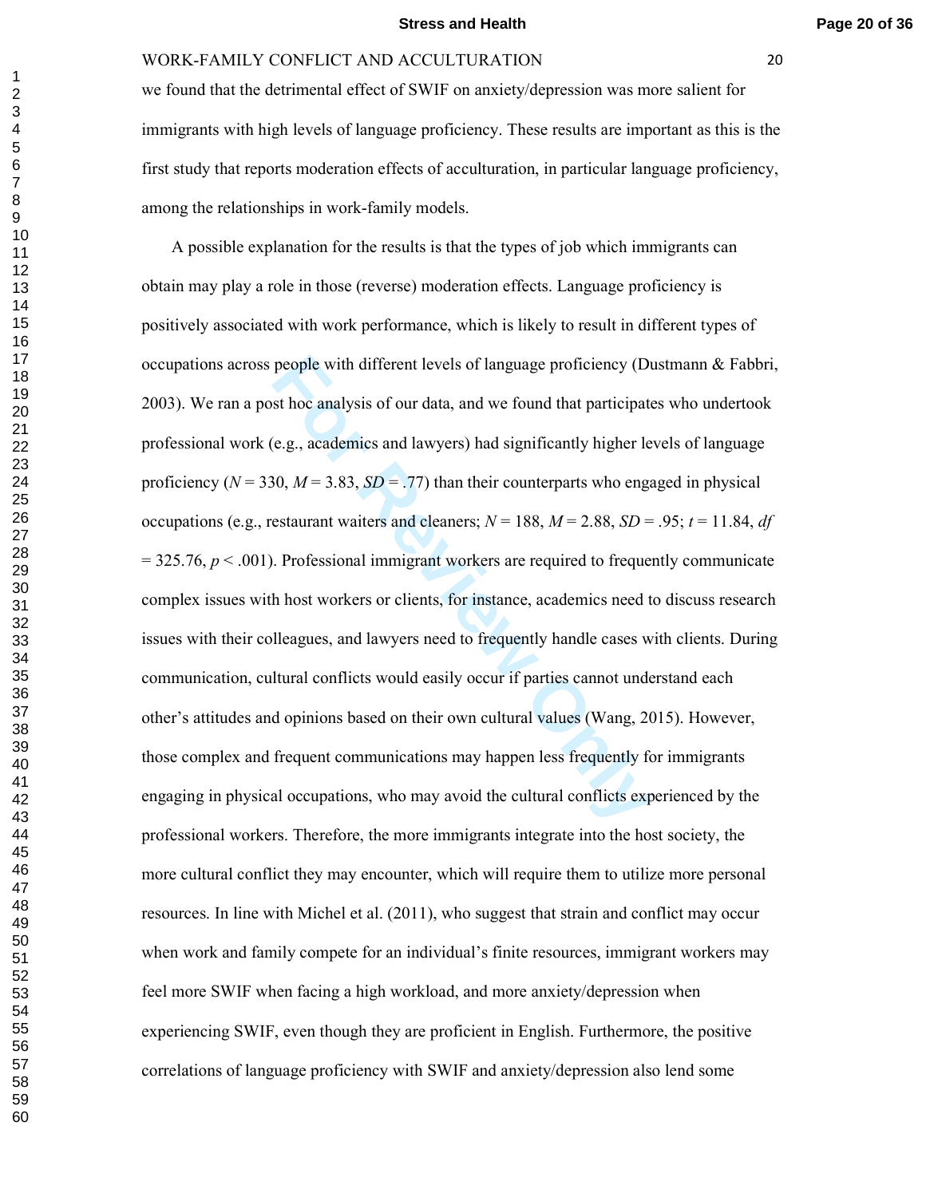we found that the detrimental effect of SWIF on anxiety/depression was more salient for immigrants with high levels of language proficiency. These results are important as this is the first study that reports moderation effects of acculturation, in particular language proficiency, among the relationships in work-family models.

A possible explanation for the results is that the types of job which immigrants can obtain may play a role in those (reverse) moderation effects. Language proficiency is positively associated with work performance, which is likely to result in different types of occupations across people with different levels of language proficiency (Dustmann & Fabbri, 2003). We ran a post hoc analysis of our data, and we found that participates who undertook professional work (e.g., academics and lawyers) had significantly higher levels of language proficiency ($N$ = 330, $M$ = 3.83, $SD$ = .77) than their counterparts who engaged in physical occupations (e.g., restaurant waiters and cleaners; $N$ = 188, $M$ = 2.88, $SD$ = .95; $t$ = 11.84, $df$ = 325.76, $p$ < .001). Professional immigrant workers are required to frequently communicate complex issues with host workers or clients, for instance, academics need to discuss research issues with their colleagues, and lawyers need to frequently handle cases with clients. During communication, cultural conflicts would easily occur if parties cannot understand each other's attitudes and opinions based on their own cultural values (Wang, 2015). However, those complex and frequent communications may happen less frequently for immigrants engaging in physical occupations, who may avoid the cultural conflicts experienced by the professional workers. Therefore, the more immigrants integrate into the host society, the more cultural conflict they may encounter, which will require them to utilize more personal resources. In line with Michel et al. (2011), who suggest that strain and conflict may occur when work and family compete for an individual's finite resources, immigrant workers may feel more SWIF when facing a high workload, and more anxiety/depression when experiencing SWIF, even though they are proficient in English. Furthermore, the positive correlations of language proficiency with SWIF and anxiety/depression also lend some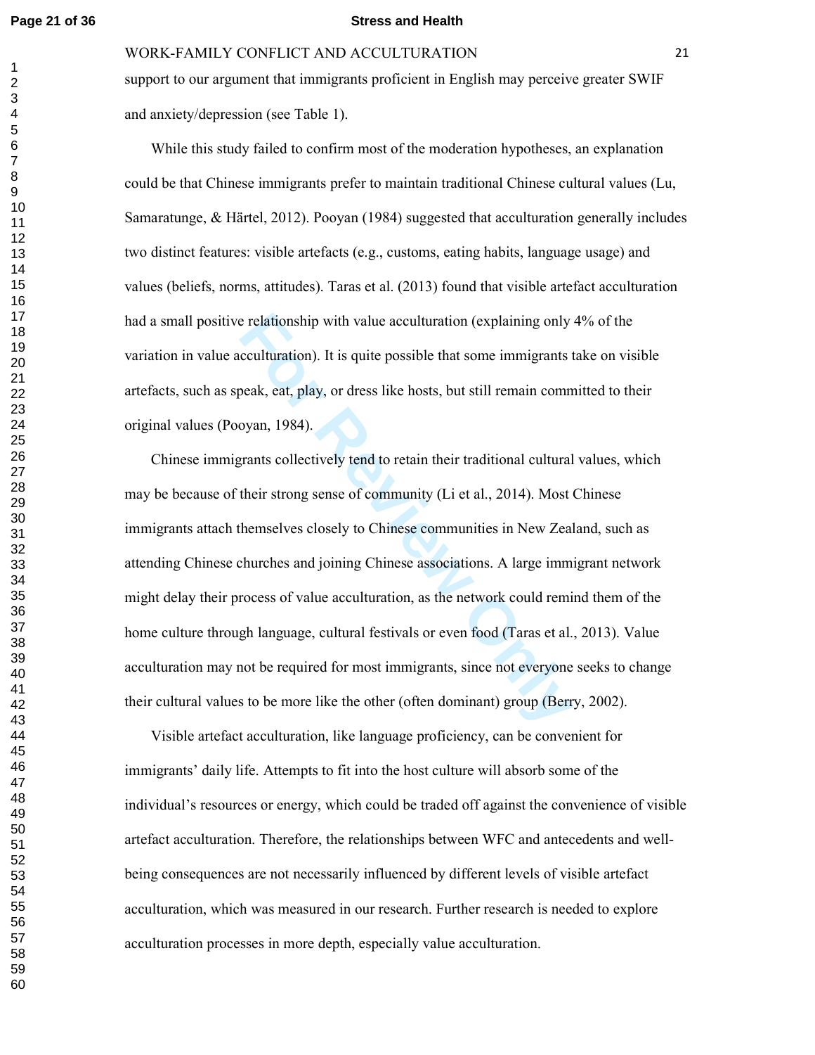support to our argument that immigrants proficient in English may perceive greater SWIF and anxiety/depression (see Table 1).

While this study failed to confirm most of the moderation hypotheses, an explanation could be that Chinese immigrants prefer to maintain traditional Chinese cultural values (Lu, Samaratunge, & Härtel, 2012). Pooyan (1984) suggested that acculturation generally includes two distinct features: visible artefacts (e.g., customs, eating habits, language usage) and values (beliefs, norms, attitudes). Taras et al. (2013) found that visible artefact acculturation had a small positive relationship with value acculturation (explaining only 4% of the variation in value acculturation). It is quite possible that some immigrants take on visible artefacts, such as speak, eat, play, or dress like hosts, but still remain committed to their original values (Pooyan, 1984).

Chinese immigrants collectively tend to retain their traditional cultural values, which may be because of their strong sense of community (Li et al., 2014). Most Chinese immigrants attach themselves closely to Chinese communities in New Zealand, such as attending Chinese churches and joining Chinese associations. A large immigrant network might delay their process of value acculturation, as the network could remind them of the home culture through language, cultural festivals or even food (Taras et al., 2013). Value acculturation may not be required for most immigrants, since not everyone seeks to change their cultural values to be more like the other (often dominant) group (Berry, 2002).

Visible artefact acculturation, like language proficiency, can be convenient for immigrants' daily life. Attempts to fit into the host culture will absorb some of the individual's resources or energy, which could be traded off against the convenience of visible artefact acculturation. Therefore, the relationships between WFC and antecedents and well-being consequences are not necessarily influenced by different levels of visible artefact acculturation, which was measured in our research. Further research is needed to explore acculturation processes in more depth, especially value acculturation.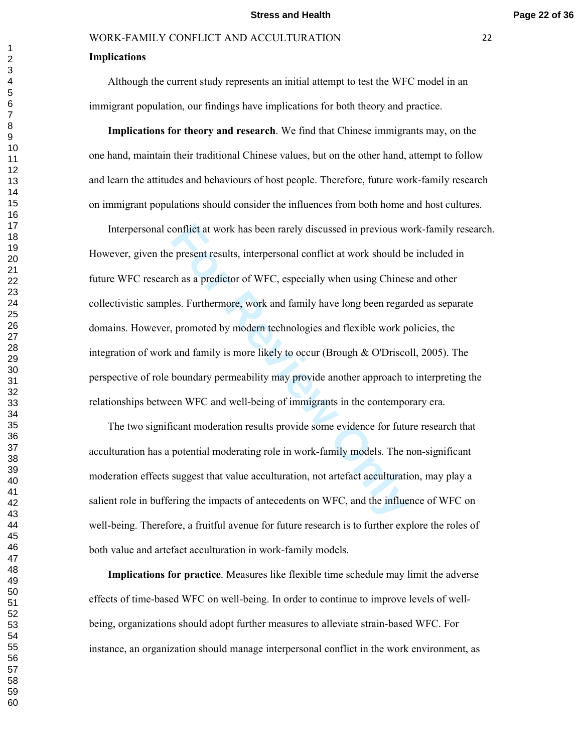**Implications**

Although the current study represents an initial attempt to test the WFC model in an immigrant population, our findings have implications for both theory and practice.

**Implications for theory and research**. We find that Chinese immigrants may, on the one hand, maintain their traditional Chinese values, but on the other hand, attempt to follow and learn the attitudes and behaviours of host people. Therefore, future work-family research on immigrant populations should consider the influences from both home and host cultures.

Interpersonal conflict at work has been rarely discussed in previous work-family research. However, given the present results, interpersonal conflict at work should be included in future WFC research as a predictor of WFC, especially when using Chinese and other collectivistic samples. Furthermore, work and family have long been regarded as separate domains. However, promoted by modern technologies and flexible work policies, the integration of work and family is more likely to occur (Brough & O'Driscoll, 2005). The perspective of role boundary permeability may provide another approach to interpreting the relationships between WFC and well-being of immigrants in the contemporary era.

The two significant moderation results provide some evidence for future research that acculturation has a potential moderating role in work-family models. The non-significant moderation effects suggest that value acculturation, not artefact acculturation, may play a salient role in buffering the impacts of antecedents on WFC, and the influence of WFC on well-being. Therefore, a fruitful avenue for future research is to further explore the roles of both value and artefact acculturation in work-family models.

**Implications for practice**. Measures like flexible time schedule may limit the adverse effects of time-based WFC on well-being. In order to continue to improve levels of well-being, organizations should adopt further measures to alleviate strain-based WFC. For instance, an organization should manage interpersonal conflict in the work environment, as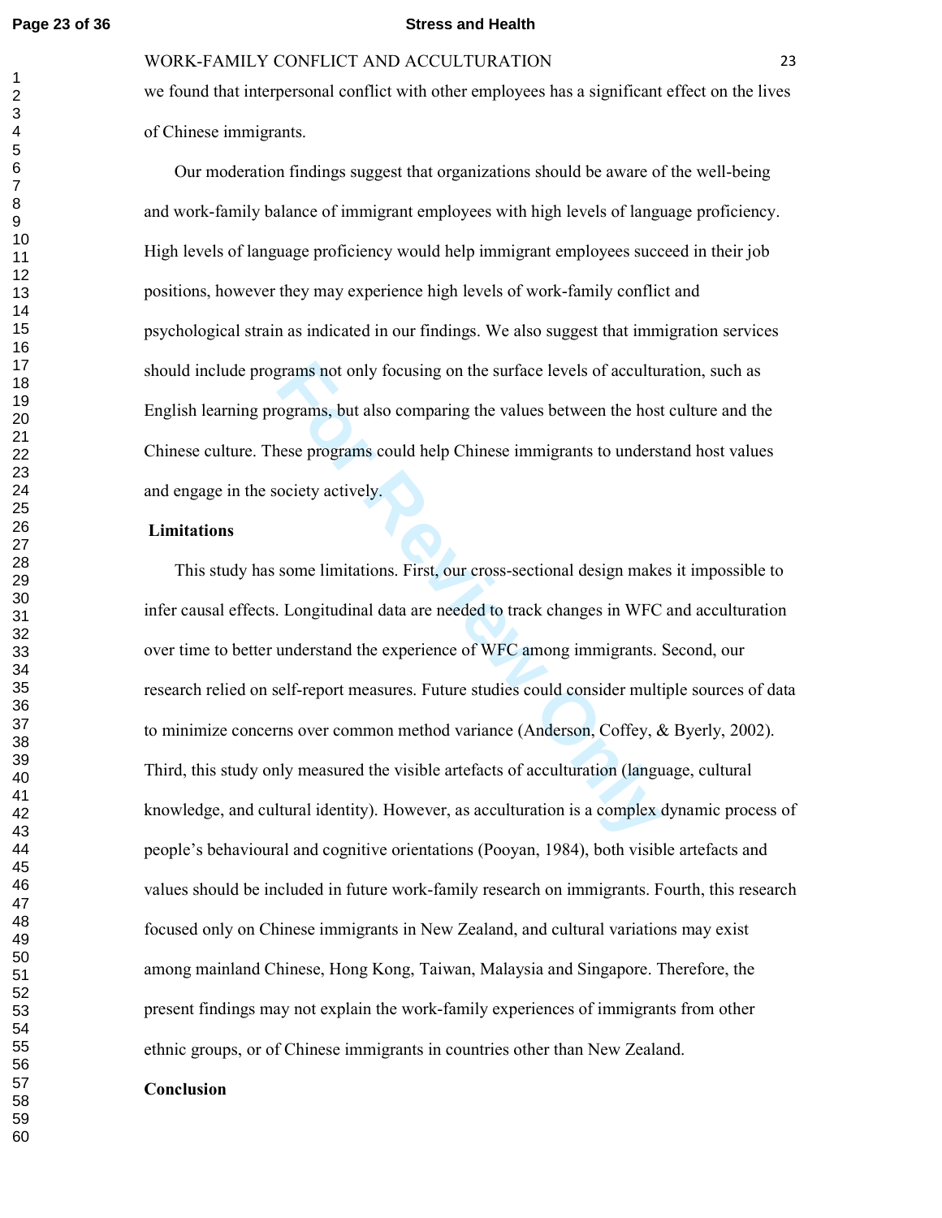we found that interpersonal conflict with other employees has a significant effect on the lives of Chinese immigrants.

Our moderation findings suggest that organizations should be aware of the well-being and work-family balance of immigrant employees with high levels of language proficiency. High levels of language proficiency would help immigrant employees succeed in their job positions, however they may experience high levels of work-family conflict and psychological strain as indicated in our findings. We also suggest that immigration services should include programs not only focusing on the surface levels of acculturation, such as English learning programs, but also comparing the values between the host culture and the Chinese culture. These programs could help Chinese immigrants to understand host values and engage in the society actively.

## Limitations

This study has some limitations. First, our cross-sectional design makes it impossible to infer causal effects. Longitudinal data are needed to track changes in WFC and acculturation over time to better understand the experience of WFC among immigrants. Second, our research relied on self-report measures. Future studies could consider multiple sources of data to minimize concerns over common method variance (Anderson, Coffey, & Byerly, 2002). Third, this study only measured the visible artefacts of acculturation (language, cultural knowledge, and cultural identity). However, as acculturation is a complex dynamic process of people's behavioural and cognitive orientations (Pooyan, 1984), both visible artefacts and values should be included in future work-family research on immigrants. Fourth, this research focused only on Chinese immigrants in New Zealand, and cultural variations may exist among mainland Chinese, Hong Kong, Taiwan, Malaysia and Singapore. Therefore, the present findings may not explain the work-family experiences of immigrants from other ethnic groups, or of Chinese immigrants in countries other than New Zealand.

## Conclusion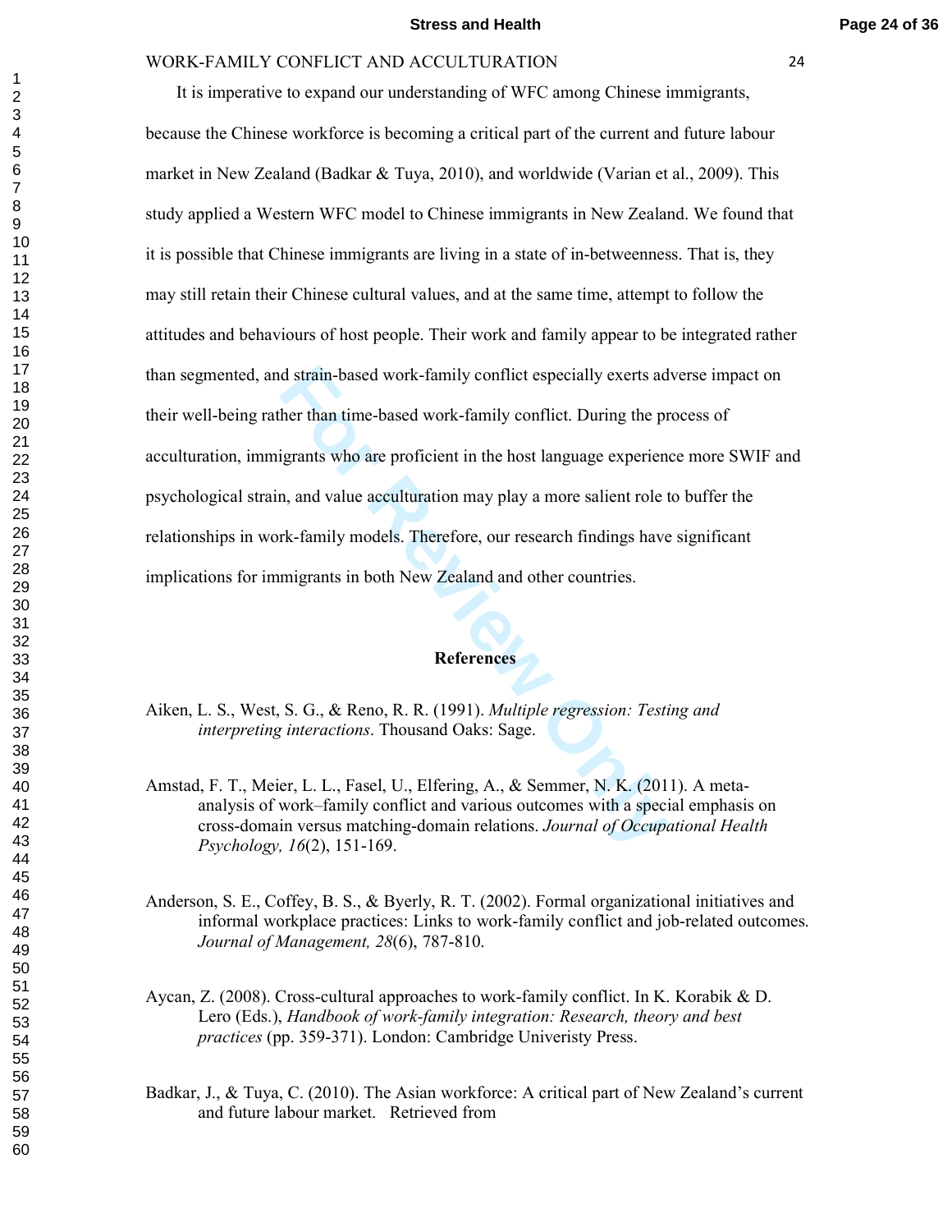It is imperative to expand our understanding of WFC among Chinese immigrants, because the Chinese workforce is becoming a critical part of the current and future labour market in New Zealand (Badkar & Tuya, 2010), and worldwide (Varian et al., 2009). This study applied a Western WFC model to Chinese immigrants in New Zealand. We found that it is possible that Chinese immigrants are living in a state of in-betweenness. That is, they may still retain their Chinese cultural values, and at the same time, attempt to follow the attitudes and behaviours of host people. Their work and family appear to be integrated rather than segmented, and strain-based work-family conflict especially exerts adverse impact on their well-being rather than time-based work-family conflict. During the process of acculturation, immigrants who are proficient in the host language experience more SWIF and psychological strain, and value acculturation may play a more salient role to buffer the relationships in work-family models. Therefore, our research findings have significant implications for immigrants in both New Zealand and other countries.

## References

Aiken, L. S., West, S. G., & Reno, R. R. (1991). *Multiple regression: Testing and interpreting interactions*. Thousand Oaks: Sage.

Amstad, F. T., Meier, L. L., Fasel, U., Elfering, A., & Semmer, N. K. (2011). A meta-analysis of work–family conflict and various outcomes with a special emphasis on cross-domain versus matching-domain relations. *Journal of Occupational Health Psychology, 16*(2), 151-169.

Anderson, S. E., Coffey, B. S., & Byerly, R. T. (2002). Formal organizational initiatives and informal workplace practices: Links to work-family conflict and job-related outcomes. *Journal of Management, 28*(6), 787-810.

Aycan, Z. (2008). Cross-cultural approaches to work-family conflict. In K. Korabik & D. Lero (Eds.), *Handbook of work-family integration: Research, theory and best practices* (pp. 359-371). London: Cambridge Univeristy Press.

Badkar, J., & Tuya, C. (2010). The Asian workforce: A critical part of New Zealand's current and future labour market. Retrieved from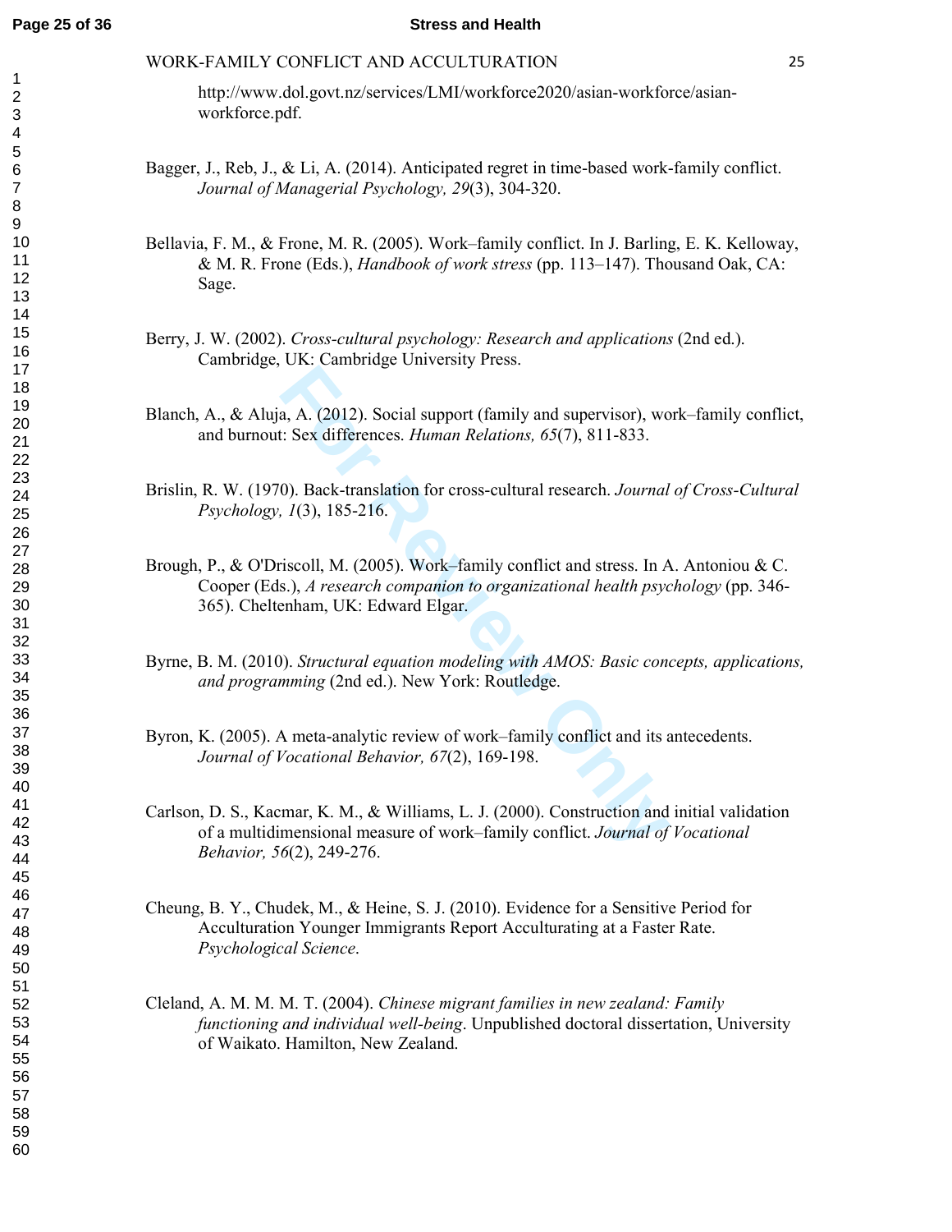http://www.dol.govt.nz/services/LMI/workforce2020/asian-workforce/asian-workforce.pdf.

Bagger, J., Reb, J., & Li, A. (2014). Anticipated regret in time-based work-family conflict. *Journal of Managerial Psychology, 29*(3), 304-320.

Bellavia, F. M., & Frone, M. R. (2005). Work–family conflict. In J. Barling, E. K. Kelloway, & M. R. Frone (Eds.), *Handbook of work stress* (pp. 113–147). Thousand Oak, CA: Sage.

Berry, J. W. (2002). *Cross-cultural psychology: Research and applications* (2nd ed.). Cambridge, UK: Cambridge University Press.

Blanch, A., & Aluja, A. (2012). Social support (family and supervisor), work–family conflict, and burnout: Sex differences. *Human Relations, 65*(7), 811-833.

Brislin, R. W. (1970). Back-translation for cross-cultural research. *Journal of Cross-Cultural Psychology, 1*(3), 185-216.

Brough, P., & O'Driscoll, M. (2005). Work–family conflict and stress. In A. Antoniou & C. Cooper (Eds.), *A research companion to organizational health psychology* (pp. 346-365). Cheltenham, UK: Edward Elgar.

Byrne, B. M. (2010). *Structural equation modeling with AMOS: Basic concepts, applications, and programming* (2nd ed.). New York: Routledge.

Byron, K. (2005). A meta-analytic review of work–family conflict and its antecedents. *Journal of Vocational Behavior, 67*(2), 169-198.

Carlson, D. S., Kacmar, K. M., & Williams, L. J. (2000). Construction and initial validation of a multidimensional measure of work–family conflict. *Journal of Vocational Behavior, 56*(2), 249-276.

Cheung, B. Y., Chudek, M., & Heine, S. J. (2010). Evidence for a Sensitive Period for Acculturation Younger Immigrants Report Acculturating at a Faster Rate. *Psychological Science*.

Cleland, A. M. M. M. T. (2004). *Chinese migrant families in new zealand: Family functioning and individual well-being*. Unpublished doctoral dissertation, University of Waikato. Hamilton, New Zealand.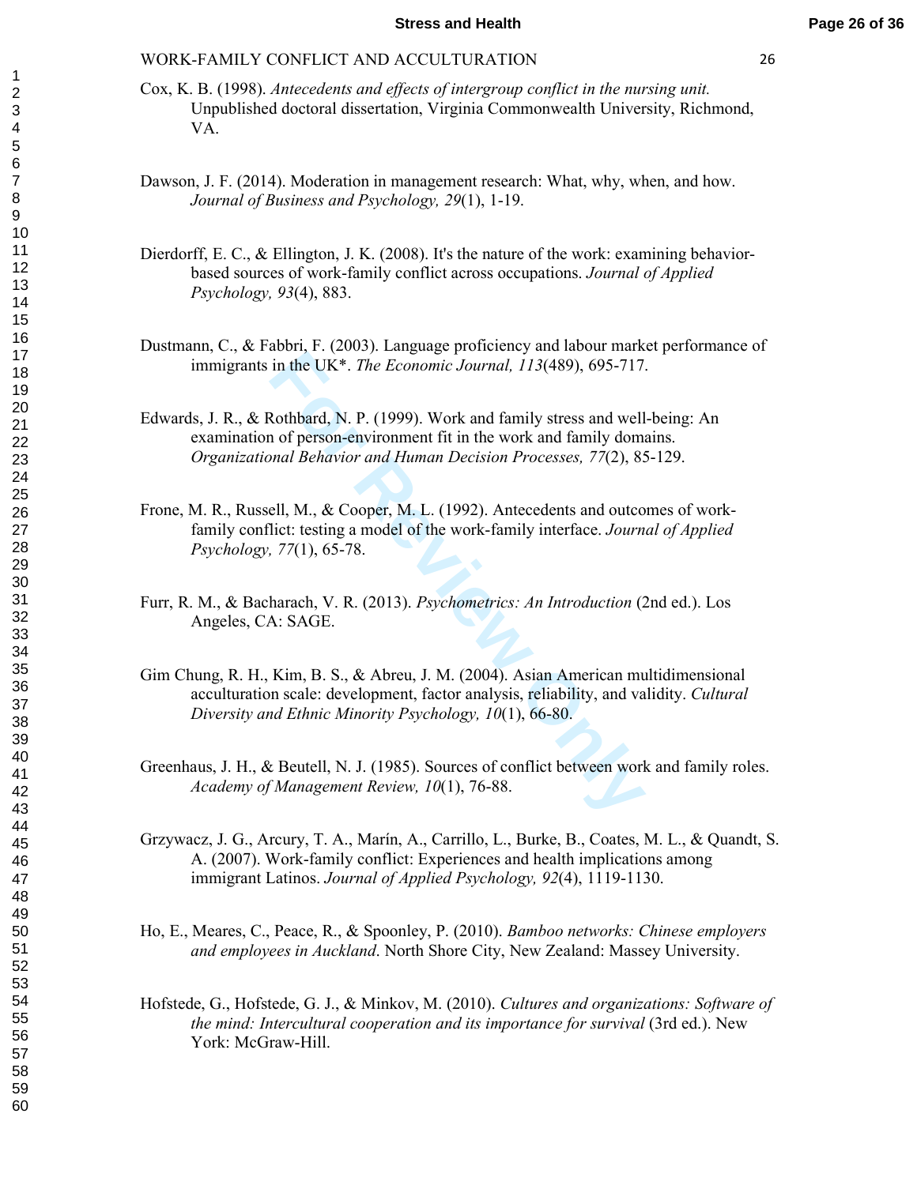Cox, K. B. (1998). *Antecedents and effects of intergroup conflict in the nursing unit.* Unpublished doctoral dissertation, Virginia Commonwealth University, Richmond, VA.

Dawson, J. F. (2014). Moderation in management research: What, why, when, and how. *Journal of Business and Psychology, 29*(1), 1-19.

Dierdorff, E. C., & Ellington, J. K. (2008). It's the nature of the work: examining behavior-based sources of work-family conflict across occupations. *Journal of Applied Psychology, 93*(4), 883.

Dustmann, C., & Fabbri, F. (2003). Language proficiency and labour market performance of immigrants in the UK*. *The Economic Journal, 113*(489), 695-717.

Edwards, J. R., & Rothbard, N. P. (1999). Work and family stress and well-being: An examination of person-environment fit in the work and family domains. *Organizational Behavior and Human Decision Processes, 77*(2), 85-129.

Frone, M. R., Russell, M., & Cooper, M. L. (1992). Antecedents and outcomes of work-family conflict: testing a model of the work-family interface. *Journal of Applied Psychology, 77*(1), 65-78.

Furr, R. M., & Bacharach, V. R. (2013). *Psychometrics: An Introduction* (2nd ed.). Los Angeles, CA: SAGE.

Gim Chung, R. H., Kim, B. S., & Abreu, J. M. (2004). Asian American multidimensional acculturation scale: development, factor analysis, reliability, and validity. *Cultural Diversity and Ethnic Minority Psychology, 10*(1), 66-80.

Greenhaus, J. H., & Beutell, N. J. (1985). Sources of conflict between work and family roles. *Academy of Management Review, 10*(1), 76-88.

Grzywacz, J. G., Arcury, T. A., Marín, A., Carrillo, L., Burke, B., Coates, M. L., & Quandt, S. A. (2007). Work-family conflict: Experiences and health implications among immigrant Latinos. *Journal of Applied Psychology, 92*(4), 1119-1130.

Ho, E., Meares, C., Peace, R., & Spoonley, P. (2010). *Bamboo networks: Chinese employers and employees in Auckland*. North Shore City, New Zealand: Massey University.

Hofstede, G., Hofstede, G. J., & Minkov, M. (2010). *Cultures and organizations: Software of the mind: Intercultural cooperation and its importance for survival* (3rd ed.). New York: McGraw-Hill.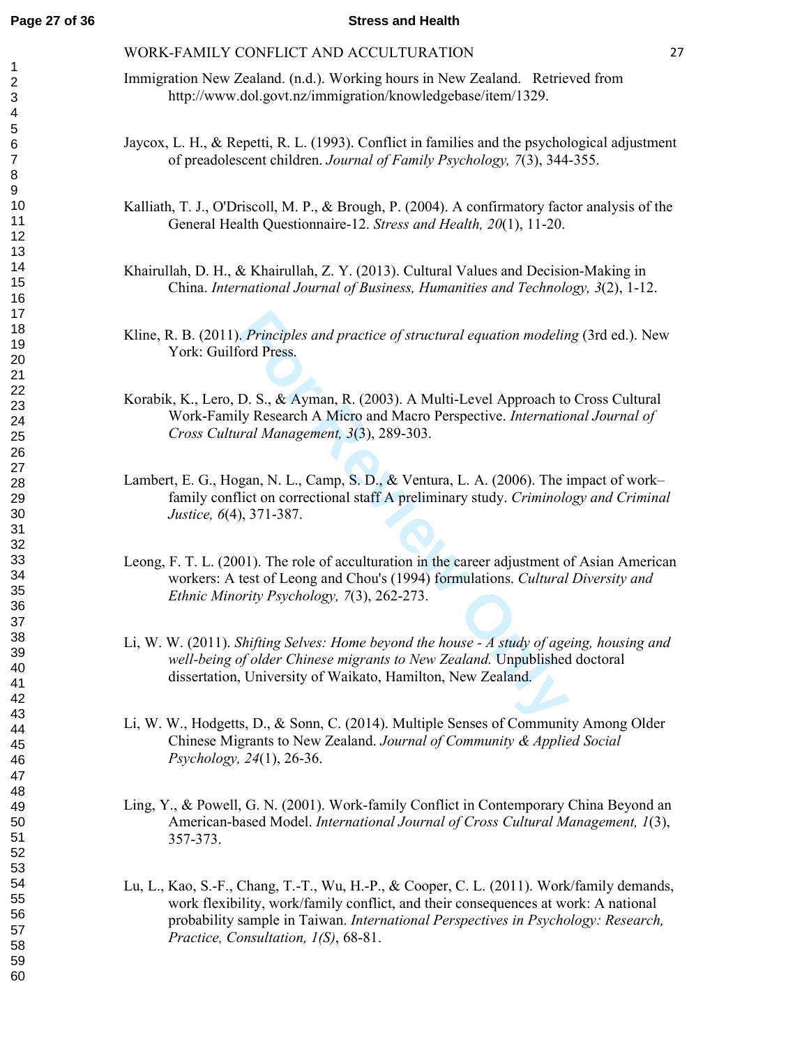Immigration New Zealand. (n.d.). Working hours in New Zealand. Retrieved from http://www.dol.govt.nz/immigration/knowledgebase/item/1329.

Jaycox, L. H., & Repetti, R. L. (1993). Conflict in families and the psychological adjustment of preadolescent children. *Journal of Family Psychology, 7*(3), 344-355.

Kalliath, T. J., O'Driscoll, M. P., & Brough, P. (2004). A confirmatory factor analysis of the General Health Questionnaire-12. *Stress and Health, 20*(1), 11-20.

Khairullah, D. H., & Khairullah, Z. Y. (2013). Cultural Values and Decision-Making in China. *International Journal of Business, Humanities and Technology, 3*(2), 1-12.

Kline, R. B. (2011). *Principles and practice of structural equation modeling* (3rd ed.). New York: Guilford Press.

Korabik, K., Lero, D. S., & Ayman, R. (2003). A Multi-Level Approach to Cross Cultural Work-Family Research A Micro and Macro Perspective. *International Journal of Cross Cultural Management, 3*(3), 289-303.

Lambert, E. G., Hogan, N. L., Camp, S. D., & Ventura, L. A. (2006). The impact of work–family conflict on correctional staff A preliminary study. *Criminology and Criminal Justice, 6*(4), 371-387.

Leong, F. T. L. (2001). The role of acculturation in the career adjustment of Asian American workers: A test of Leong and Chou's (1994) formulations. *Cultural Diversity and Ethnic Minority Psychology, 7*(3), 262-273.

Li, W. W. (2011). *Shifting Selves: Home beyond the house - A study of ageing, housing and well-being of older Chinese migrants to New Zealand.* Unpublished doctoral dissertation, University of Waikato, Hamilton, New Zealand.

Li, W. W., Hodgetts, D., & Sonn, C. (2014). Multiple Senses of Community Among Older Chinese Migrants to New Zealand. *Journal of Community & Applied Social Psychology, 24*(1), 26-36.

Ling, Y., & Powell, G. N. (2001). Work-family Conflict in Contemporary China Beyond an American-based Model. *International Journal of Cross Cultural Management, 1*(3), 357-373.

Lu, L., Kao, S.-F., Chang, T.-T., Wu, H.-P., & Cooper, C. L. (2011). Work/family demands, work flexibility, work/family conflict, and their consequences at work: A national probability sample in Taiwan. *International Perspectives in Psychology: Research, Practice, Consultation, 1(S)*, 68-81.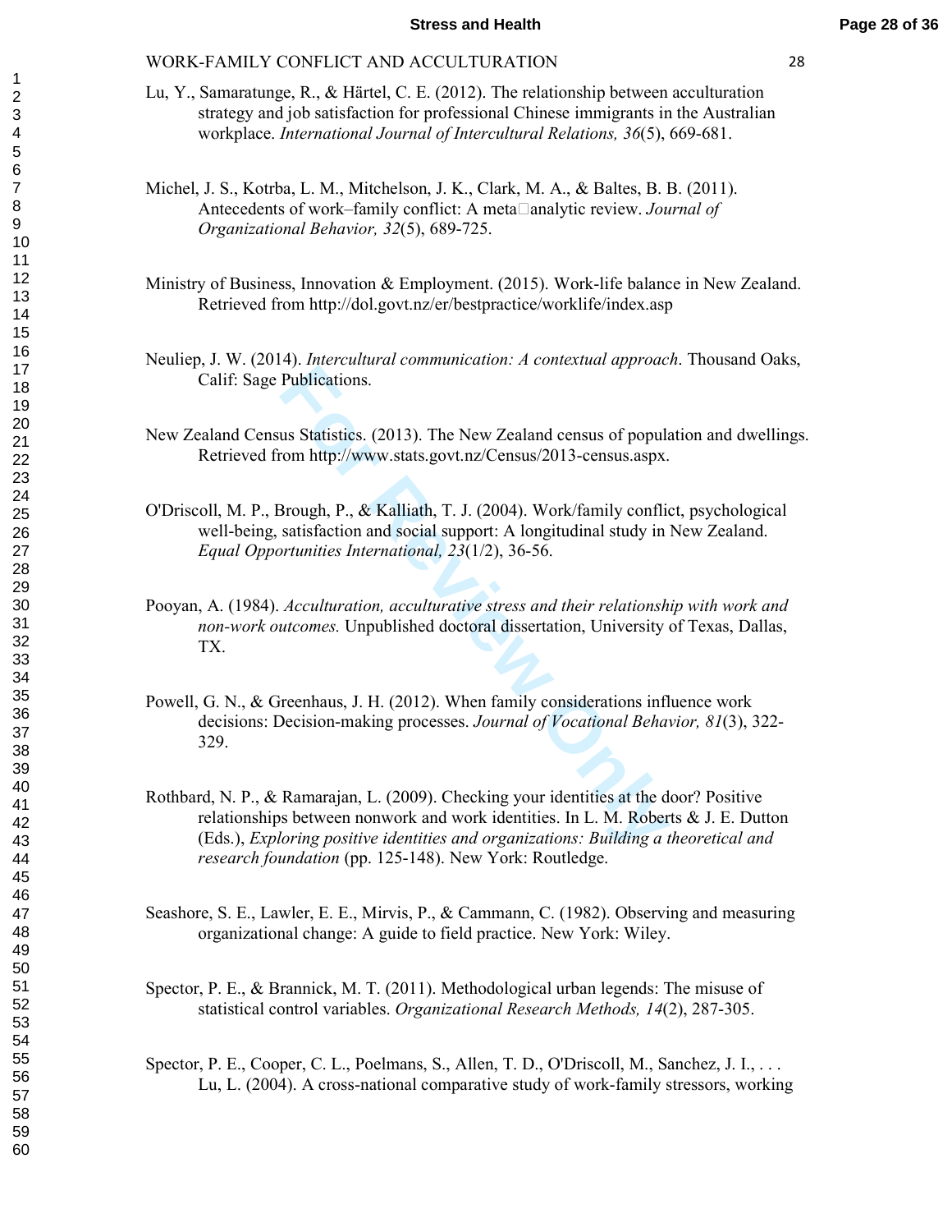Lu, Y., Samaratunge, R., & Härtel, C. E. (2012). The relationship between acculturation strategy and job satisfaction for professional Chinese immigrants in the Australian workplace. *International Journal of Intercultural Relations, 36*(5), 669-681.

Michel, J. S., Kotrba, L. M., Mitchelson, J. K., Clark, M. A., & Baltes, B. B. (2011). Antecedents of work–family conflict: A meta□analytic review. *Journal of Organizational Behavior, 32*(5), 689-725.

Ministry of Business, Innovation & Employment. (2015). Work-life balance in New Zealand. Retrieved from http://dol.govt.nz/er/bestpractice/worklife/index.asp

Neuliep, J. W. (2014). *Intercultural communication: A contextual approach*. Thousand Oaks, Calif: Sage Publications.

New Zealand Census Statistics. (2013). The New Zealand census of population and dwellings. Retrieved from http://www.stats.govt.nz/Census/2013-census.aspx.

O'Driscoll, M. P., Brough, P., & Kalliath, T. J. (2004). Work/family conflict, psychological well-being, satisfaction and social support: A longitudinal study in New Zealand. *Equal Opportunities International, 23*(1/2), 36-56.

Pooyan, A. (1984). *Acculturation, acculturative stress and their relationship with work and non-work outcomes.* Unpublished doctoral dissertation, University of Texas, Dallas, TX.

Powell, G. N., & Greenhaus, J. H. (2012). When family considerations influence work decisions: Decision-making processes. *Journal of Vocational Behavior, 81*(3), 322-329.

Rothbard, N. P., & Ramarajan, L. (2009). Checking your identities at the door? Positive relationships between nonwork and work identities. In L. M. Roberts & J. E. Dutton (Eds.), *Exploring positive identities and organizations: Building a theoretical and research foundation* (pp. 125-148). New York: Routledge.

Seashore, S. E., Lawler, E. E., Mirvis, P., & Cammann, C. (1982). Observing and measuring organizational change: A guide to field practice. New York: Wiley.

Spector, P. E., & Brannick, M. T. (2011). Methodological urban legends: The misuse of statistical control variables. *Organizational Research Methods, 14*(2), 287-305.

Spector, P. E., Cooper, C. L., Poelmans, S., Allen, T. D., O'Driscoll, M., Sanchez, J. I., . . . Lu, L. (2004). A cross-national comparative study of work-family stressors, working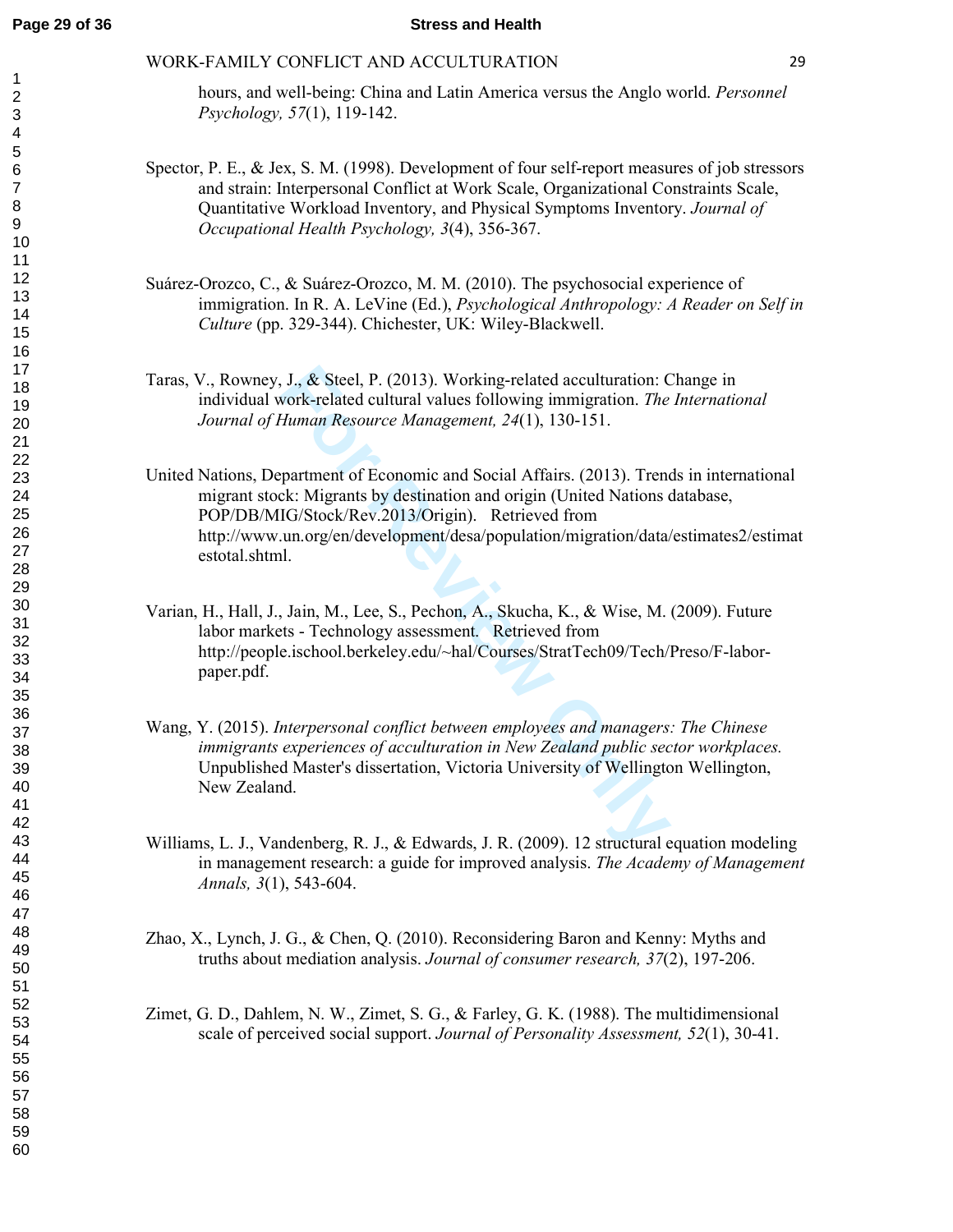hours, and well-being: China and Latin America versus the Anglo world. *Personnel Psychology, 57*(1), 119-142.

Spector, P. E., & Jex, S. M. (1998). Development of four self-report measures of job stressors and strain: Interpersonal Conflict at Work Scale, Organizational Constraints Scale, Quantitative Workload Inventory, and Physical Symptoms Inventory. *Journal of Occupational Health Psychology, 3*(4), 356-367.

Suárez-Orozco, C., & Suárez-Orozco, M. M. (2010). The psychosocial experience of immigration. In R. A. LeVine (Ed.), *Psychological Anthropology: A Reader on Self in Culture* (pp. 329-344). Chichester, UK: Wiley-Blackwell.

Taras, V., Rowney, J., & Steel, P. (2013). Working-related acculturation: Change in individual work-related cultural values following immigration. *The International Journal of Human Resource Management, 24*(1), 130-151.

United Nations, Department of Economic and Social Affairs. (2013). Trends in international migrant stock: Migrants by destination and origin (United Nations database, POP/DB/MIG/Stock/Rev.2013/Origin). Retrieved from http://www.un.org/en/development/desa/population/migration/data/estimates2/estimatestotal.shtml.

Varian, H., Hall, J., Jain, M., Lee, S., Pechon, A., Skucha, K., & Wise, M. (2009). Future labor markets - Technology assessment. Retrieved from http://people.ischool.berkeley.edu/~hal/Courses/StratTech09/Tech/Preso/F-labor-paper.pdf.

Wang, Y. (2015). *Interpersonal conflict between employees and managers: The Chinese immigrants experiences of acculturation in New Zealand public sector workplaces.* Unpublished Master's dissertation, Victoria University of Wellington Wellington, New Zealand.

Williams, L. J., Vandenberg, R. J., & Edwards, J. R. (2009). 12 structural equation modeling in management research: a guide for improved analysis. *The Academy of Management Annals, 3*(1), 543-604.

Zhao, X., Lynch, J. G., & Chen, Q. (2010). Reconsidering Baron and Kenny: Myths and truths about mediation analysis. *Journal of consumer research, 37*(2), 197-206.

Zimet, G. D., Dahlem, N. W., Zimet, S. G., & Farley, G. K. (1988). The multidimensional scale of perceived social support. *Journal of Personality Assessment, 52*(1), 30-41.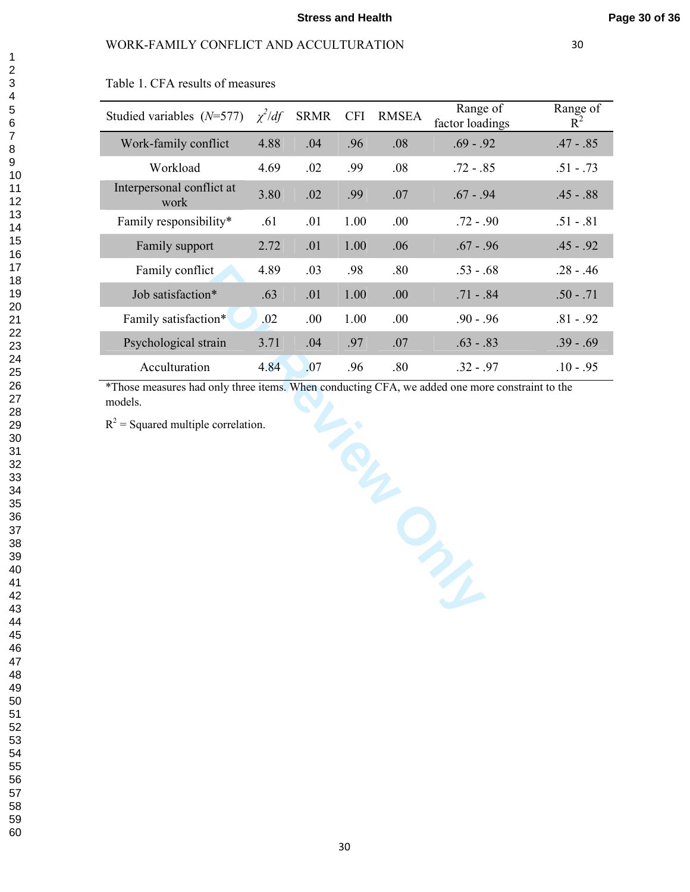Table 1. CFA results of measures

| Studied variables ($N$=577) | $\chi^2/df$ | SRMR | CFI | RMSEA | Range of factor loadings | Range of $R^2$ |
|---|---|---|---|---|---|---|
| Work-family conflict | 4.88 | .04 | .96 | .08 | .69 - .92 | .47 - .85 |
| Workload | 4.69 | .02 | .99 | .08 | .72 - .85 | .51 - .73 |
| Interpersonal conflict at work | 3.80 | .02 | .99 | .07 | .67 - .94 | .45 - .88 |
| Family responsibility* | .61 | .01 | 1.00 | .00 | .72 - .90 | .51 - .81 |
| Family support | 2.72 | .01 | 1.00 | .06 | .67 - .96 | .45 - .92 |
| Family conflict | 4.89 | .03 | .98 | .80 | .53 - .68 | .28 - .46 |
| Job satisfaction* | .63 | .01 | 1.00 | .00 | .71 - .84 | .50 - .71 |
| Family satisfaction* | .02 | .00 | 1.00 | .00 | .90 - .96 | .81 - .92 |
| Psychological strain | 3.71 | .04 | .97 | .07 | .63 - .83 | .39 - .69 |
| Acculturation | 4.84 | .07 | .96 | .80 | .32 - .97 | .10 - .95 |

*Those measures had only three items. When conducting CFA, we added one more constraint to the models.

$R^2$ = Squared multiple correlation.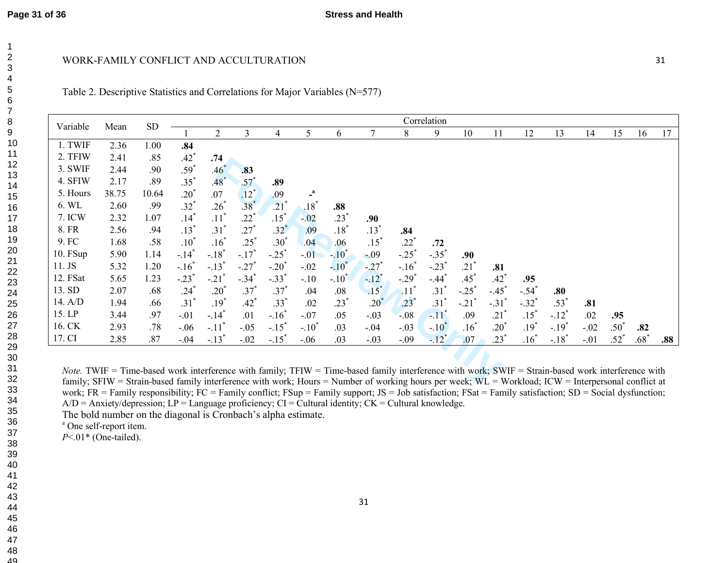Table 2. Descriptive Statistics and Correlations for Major Variables (N=577)

| Variable | Mean | SD | Correlation | | | | | | | | | | | | | | | | |
|---|---|---|---|---|---|---|---|---|---|---|---|---|---|---|---|---|---|---|---|
| | | | 1 | 2 | 3 | 4 | 5 | 6 | 7 | 8 | 9 | 10 | 11 | 12 | 13 | 14 | 15 | 16 | 17 |
| 1. TWIF | 2.36 | 1.00 | **.84** | | | | | | | | | | | | | | | | |
| 2. TFIW | 2.41 | .85 | .42* | **.74** | | | | | | | | | | | | | | | |
| 3. SWIF | 2.44 | .90 | .59* | .46* | **.83** | | | | | | | | | | | | | | |
| 4. SFIW | 2.17 | .89 | .35* | .48* | .57* | **.89** | | | | | | | | | | | | | |
| 5. Hours | 38.75 | 10.64 | .20* | .07 | .12* | .09 | **-**[a] | | | | | | | | | | | | |
| 6. WL | 2.60 | .99 | .32* | .26* | .38* | .21* | .18* | **.88** | | | | | | | | | | | |
| 7. ICW | 2.32 | 1.07 | .14* | .11* | .22* | .15* | -.02 | .23* | **.90** | | | | | | | | | | |
| 8. FR | 2.56 | .94 | .13* | .31* | .27* | .32* | .09 | .18* | .13* | **.84** | | | | | | | | | |
| 9. FC | 1.68 | .58 | .10* | .16* | .25* | .30* | .04 | .06 | .15* | .22* | **.72** | | | | | | | | |
| 10. FSup | 5.90 | 1.14 | -.14* | -.18* | -.17* | -.25* | -.01 | -.10* | -.09 | -.25* | -.35* | **.90** | | | | | | | |
| 11. JS | 5.32 | 1.20 | -.16* | -.13* | -.27* | -.20* | -.02 | -.10* | -.27* | -.16* | -.23* | .21* | **.81** | | | | | | |
| 12. FSat | 5.65 | 1.23 | -.23* | -.21* | -.34* | -.33* | -.10 | -.10* | -.12* | -.29* | -.44* | .45* | .42* | **.95** | | | | | |
| 13. SD | 2.07 | .68 | .24* | .20* | .37* | .37* | .04 | .08 | .15* | .11* | .31* | -.25* | -.45* | -.54* | **.80** | | | | |
| 14. A/D | 1.94 | .66 | .31* | .19* | .42* | .33* | .02 | .23* | .20* | .23* | .31* | -.21* | -.31* | -.32* | .53* | **.81** | | | |
| 15. LP | 3.44 | .97 | -.01 | -.14* | .01 | -.16* | -.07 | .05 | -.03 | -.08 | -.11* | .09 | .21* | .15* | -.12* | .02 | **.95** | | |
| 16. CK | 2.93 | .78 | -.06 | -.11* | -.05 | -.15* | -.10* | .03 | -.04 | -.03 | -.10* | .16* | .20* | .19* | -.19* | -.02 | .50* | **.82** | |
| 17. CI | 2.85 | .87 | -.04 | -.13* | -.02 | -.15* | -.06 | .03 | -.03 | -.09 | -.12* | .07 | .23* | .16* | -.18* | -.01 | .52* | .68* | **.88** |

*Note.* TWIF = Time-based work interference with family; TFIW = Time-based family interference with work; SWIF = Strain-based work interference with family; SFIW = Strain-based family interference with work; Hours = Number of working hours per week; WL = Workload; ICW = Interpersonal conflict at work; FR = Family responsibility; FC = Family conflict; FSup = Family support; JS = Job satisfaction; FSat = Family satisfaction; SD = Social dysfunction; A/D = Anxiety/depression; LP = Language proficiency; CI = Cultural identity; CK = Cultural knowledge.

The bold number on the diagonal is Cronbach's alpha estimate.

[a] One self-report item.

*P*<.01* (One-tailed).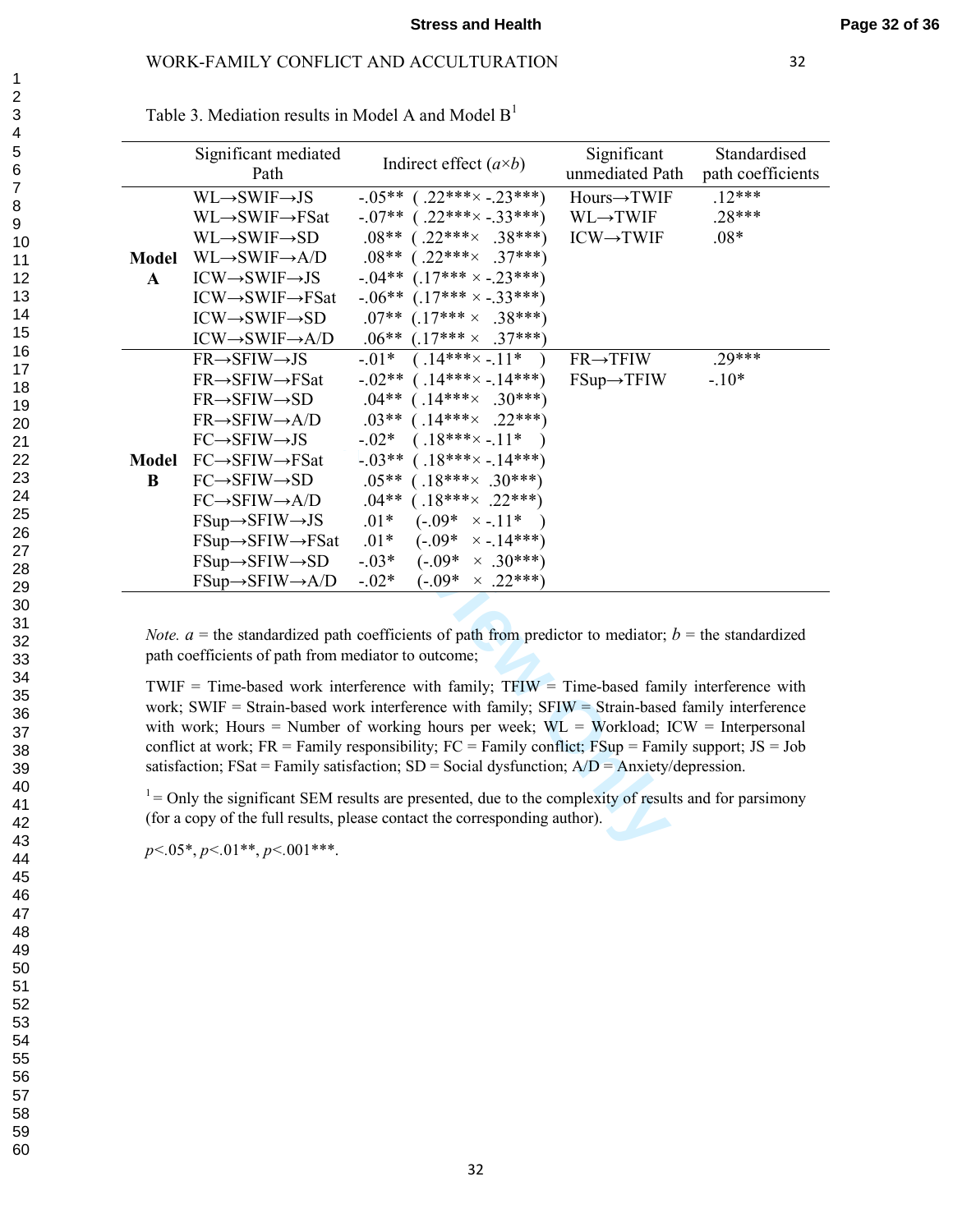Table 3. Mediation results in Model A and Model B[1]

| | Significant mediated Path | Indirect effect (*a*×*b*) | Significant unmediated Path | Standardised path coefficients |
|---|---|---|---|---|
| **Model A** | WL→SWIF→JS | -.05** ( .22***× -.23***) | Hours→TWIF | .12*** |
| | WL→SWIF→FSat | -.07** ( .22***× -.33***) | WL→TWIF | .28*** |
| | WL→SWIF→SD | .08** ( .22***× .38***) | ICW→TWIF | .08* |
| | WL→SWIF→A/D | .08** ( .22***× .37***) | | |
| | ICW→SWIF→JS | -.04** (.17*** × -.23***) | | |
| | ICW→SWIF→FSat | -.06** (.17*** × -.33***) | | |
| | ICW→SWIF→SD | .07** (.17*** × .38***) | | |
| | ICW→SWIF→A/D | .06** (.17*** × .37***) | | |
| **Model B** | FR→SFIW→JS | -.01* ( .14***× -.11* ) | FR→TFIW | .29*** |
| | FR→SFIW→FSat | -.02** ( .14***× -.14***) | FSup→TFIW | -.10* |
| | FR→SFIW→SD | .04** ( .14***× .30***) | | |
| | FR→SFIW→A/D | .03** ( .14***× .22***) | | |
| | FC→SFIW→JS | -.02* ( .18***× -.11* ) | | |
| | FC→SFIW→FSat | -.03** ( .18***× -.14***) | | |
| | FC→SFIW→SD | .05** ( .18***× .30***) | | |
| | FC→SFIW→A/D | .04** ( .18***× .22***) | | |
| | FSup→SFIW→JS | .01* (-.09* × -.11* ) | | |
| | FSup→SFIW→FSat | .01* (-.09* × -.14***) | | |
| | FSup→SFIW→SD | -.03* (-.09* × .30***) | | |
| | FSup→SFIW→A/D | -.02* (-.09* × .22***) | | |

*Note.* $a$ = the standardized path coefficients of path from predictor to mediator; $b$ = the standardized path coefficients of path from mediator to outcome;

TWIF = Time-based work interference with family; TFIW = Time-based family interference with work; SWIF = Strain-based work interference with family; SFIW = Strain-based family interference with work; Hours = Number of working hours per week; WL = Workload; ICW = Interpersonal conflict at work; FR = Family responsibility; FC = Family conflict; FSup = Family support; JS = Job satisfaction; FSat = Family satisfaction; SD = Social dysfunction; A/D = Anxiety/depression.

[1] = Only the significant SEM results are presented, due to the complexity of results and for parsimony (for a copy of the full results, please contact the corresponding author).

$p<.05$*, $p<.01$**, $p<.001$***.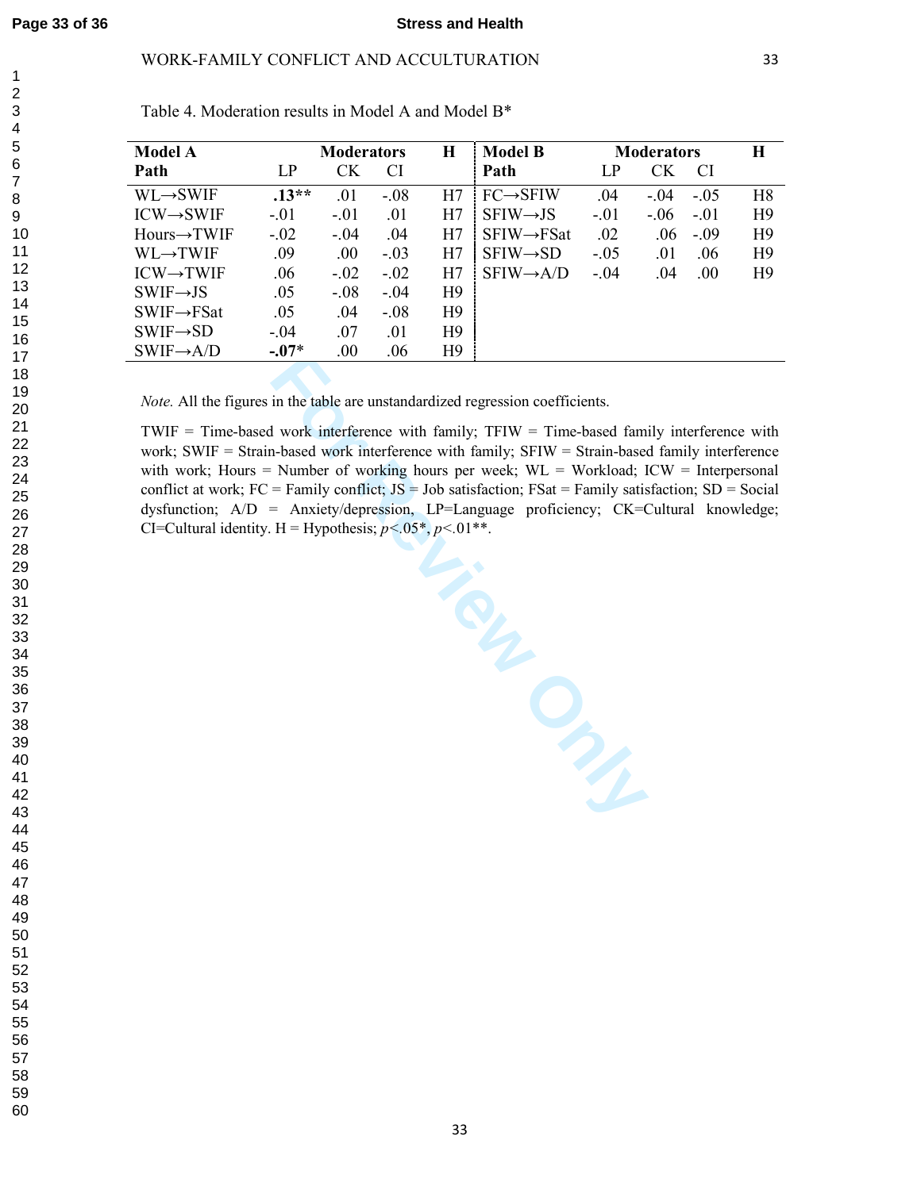Table 4. Moderation results in Model A and Model B*

| **Model A** | **Moderators** | | | **H** | **Model B** | **Moderators** | | | **H** |
|---|---|---|---|---|---|---|---|---|---|
| **Path** | LP | CK | CI | | **Path** | LP | CK | CI | |
| WL→SWIF | **.13**** | .01 | -.08 | H7 | FC→SFIW | .04 | -.04 | -.05 | H8 |
| ICW→SWIF | -.01 | -.01 | .01 | H7 | SFIW→JS | -.01 | -.06 | -.01 | H9 |
| Hours→TWIF | -.02 | -.04 | .04 | H7 | SFIW→FSat | .02 | .06 | -.09 | H9 |
| WL→TWIF | .09 | .00 | -.03 | H7 | SFIW→SD | -.05 | .01 | .06 | H9 |
| ICW→TWIF | .06 | -.02 | -.02 | H7 | SFIW→A/D | -.04 | .04 | .00 | H9 |
| SWIF→JS | .05 | -.08 | -.04 | H9 | | | | | |
| SWIF→FSat | .05 | .04 | -.08 | H9 | | | | | |
| SWIF→SD | -.04 | .07 | .01 | H9 | | | | | |
| SWIF→A/D | **-.07*** | .00 | .06 | H9 | | | | | |

*Note.* All the figures in the table are unstandardized regression coefficients.

TWIF = Time-based work interference with family; TFIW = Time-based family interference with work; SWIF = Strain-based work interference with family; SFIW = Strain-based family interference with work; Hours = Number of working hours per week; WL = Workload; ICW = Interpersonal conflict at work; FC = Family conflict; JS = Job satisfaction; FSat = Family satisfaction; SD = Social dysfunction; A/D = Anxiety/depression, LP=Language proficiency; CK=Cultural knowledge; CI=Cultural identity. H = Hypothesis; $p<.05$*, $p<.01$**.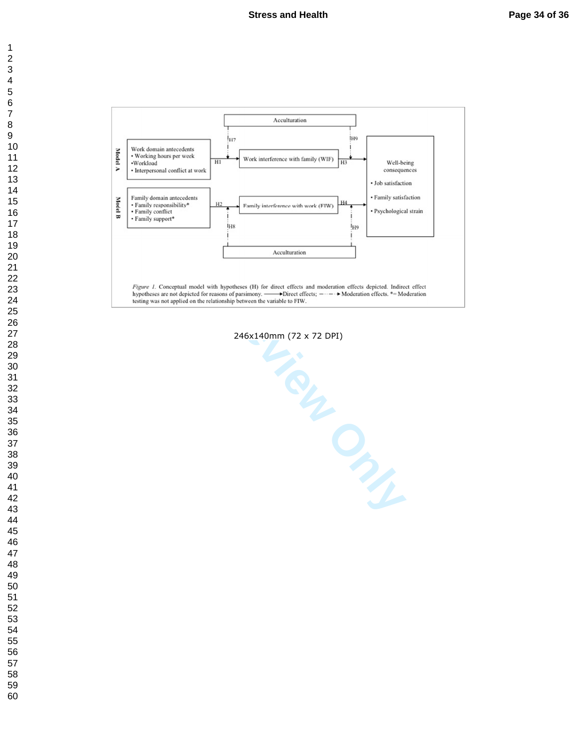*Figure 1.* Conceptual model with hypotheses (H) for direct effects and moderation effects depicted. Indirect effect hypotheses are not depicted for reasons of parsimony. ——→ Direct effects; —··—··→ Moderation effects. *= Moderation testing was not applied on the relationship between the variable to FIW.

246x140mm (72 x 72 DPI)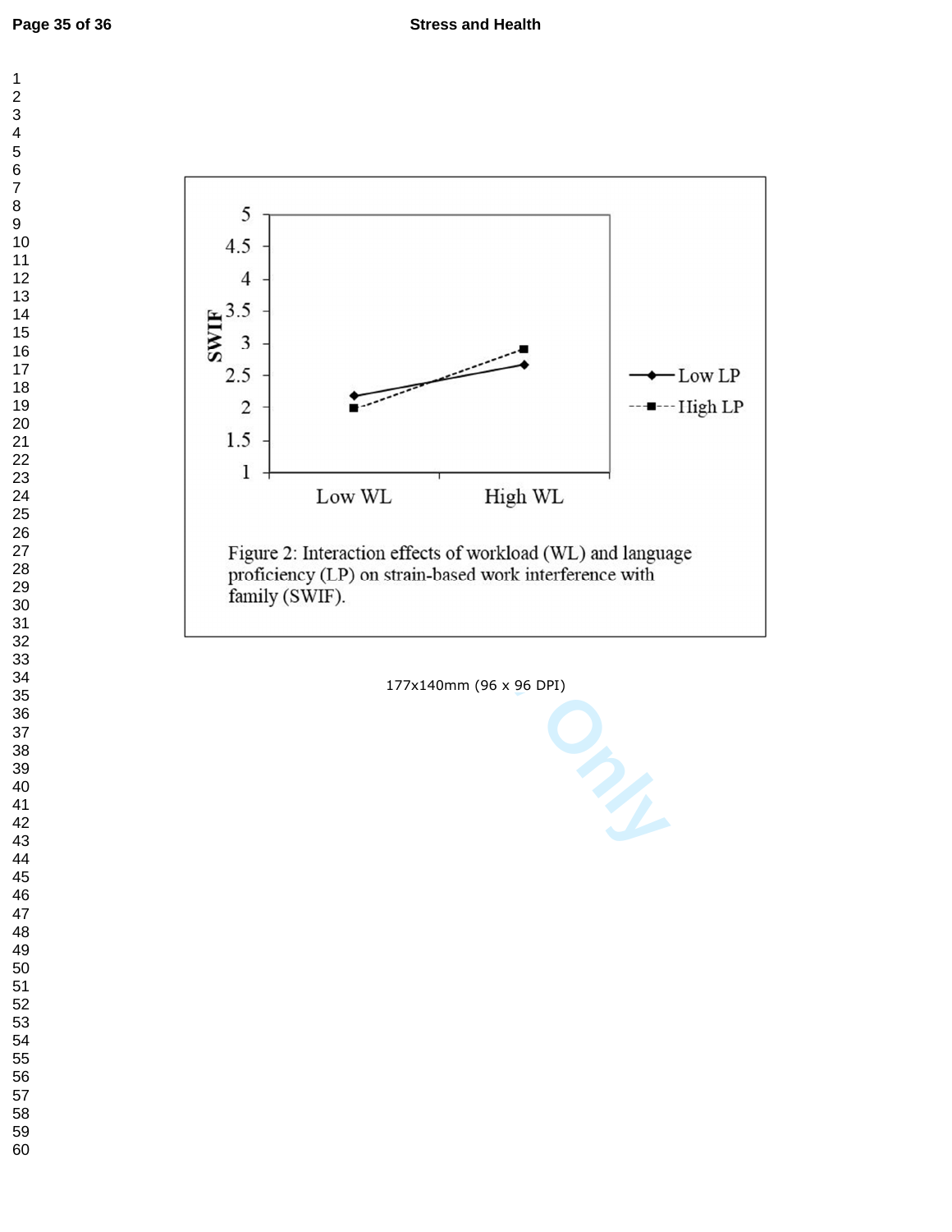Figure 2: Interaction effects of workload (WL) and language proficiency (LP) on strain-based work interference with family (SWIF).

177x140mm (96 x 96 DPI)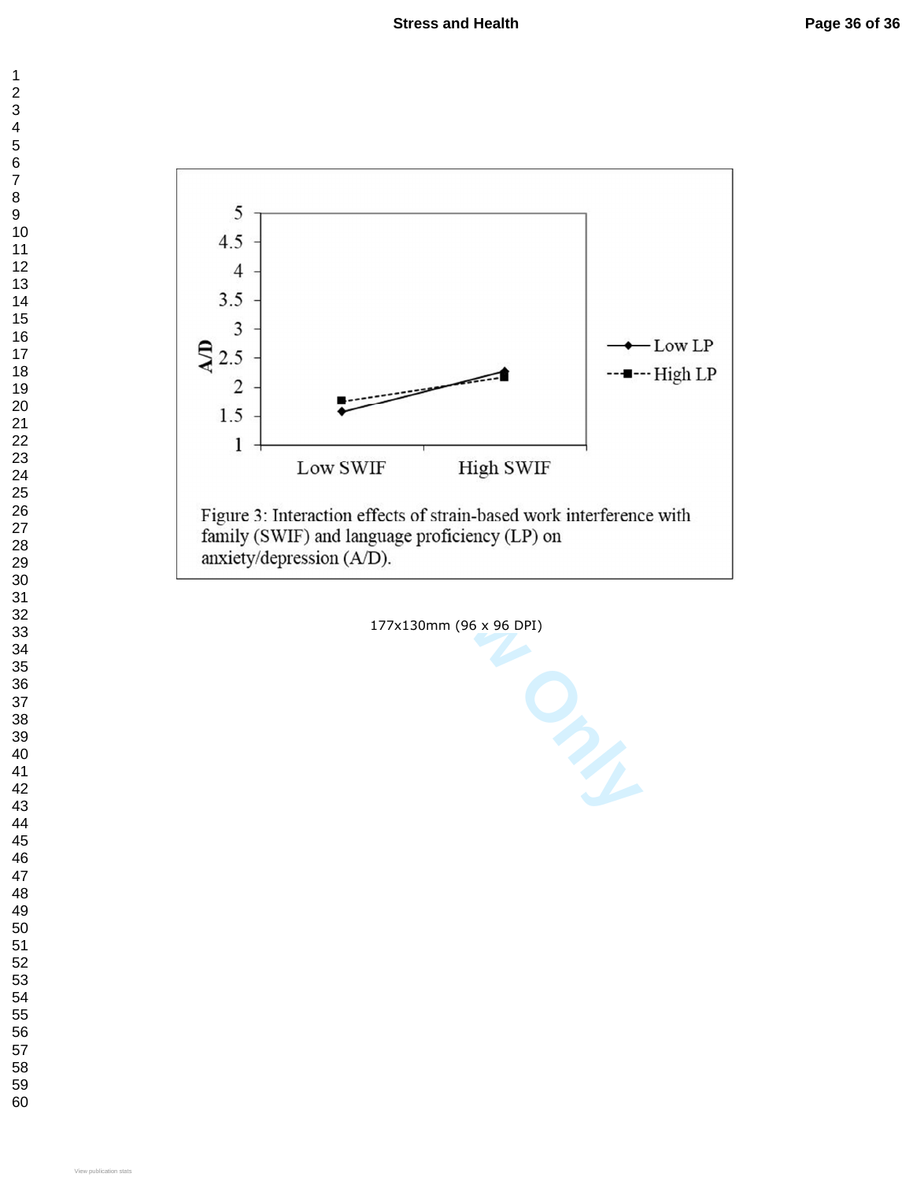5
4.5
4
3.5
3
2.5
2
1.5
1

A/D

Low SWIF
High SWIF

Low LP
High LP

Figure 3: Interaction effects of strain-based work interference with family (SWIF) and language proficiency (LP) on anxiety/depression (A/D).

177x130mm (96 x 96 DPI)